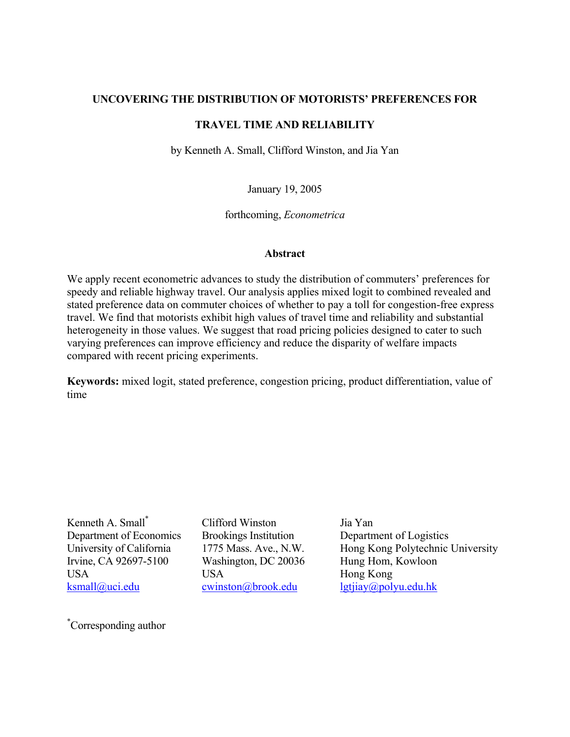# UNCOVERING THE DISTRIBUTION OF MOTORISTS' PREFERENCES FOR TRAVEL TIME AND RELIABILITY

by Kenneth A. Small, Clifford Winston, and Jia Yan

January 19, 2005

forthcoming, *Econometrica*

## Abstract

We apply recent econometric advances to study the distribution of commuters' preferences for speedy and reliable highway travel. Our analysis applies mixed logit to combined revealed and stated preference data on commuter choices of whether to pay a toll for congestion-free express travel. We find that motorists exhibit high values of travel time and reliability and substantial heterogeneity in those values. We suggest that road pricing policies designed to cater to such varying preferences can improve efficiency and reduce the disparity of welfare impacts compared with recent pricing experiments.

**Keywords:** mixed logit, stated preference, congestion pricing, product differentiation, value of time

Kenneth A. Small[*]
Department of Economics
University of California
Irvine, CA 92697-5100
USA
ksmall@uci.edu

Clifford Winston
Brookings Institution
1775 Mass. Ave., N.W.
Washington, DC 20036
USA
cwinston@brook.edu

Jia Yan
Department of Logistics
Hong Kong Polytechnic University
Hung Hom, Kowloon
Hong Kong
lgtjiay@polyu.edu.hk

[*]Corresponding author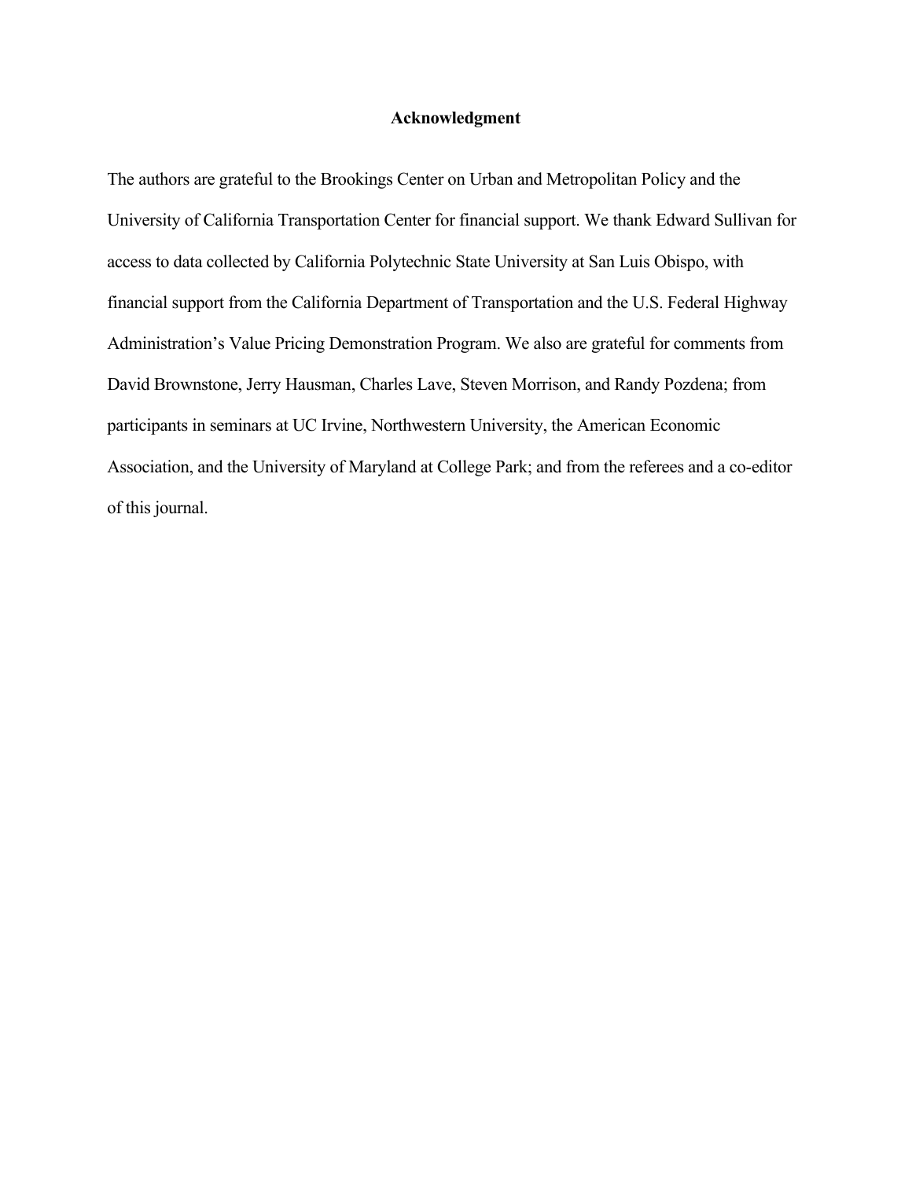## Acknowledgment

The authors are grateful to the Brookings Center on Urban and Metropolitan Policy and the University of California Transportation Center for financial support. We thank Edward Sullivan for access to data collected by California Polytechnic State University at San Luis Obispo, with financial support from the California Department of Transportation and the U.S. Federal Highway Administration's Value Pricing Demonstration Program. We also are grateful for comments from David Brownstone, Jerry Hausman, Charles Lave, Steven Morrison, and Randy Pozdena; from participants in seminars at UC Irvine, Northwestern University, the American Economic Association, and the University of Maryland at College Park; and from the referees and a co-editor of this journal.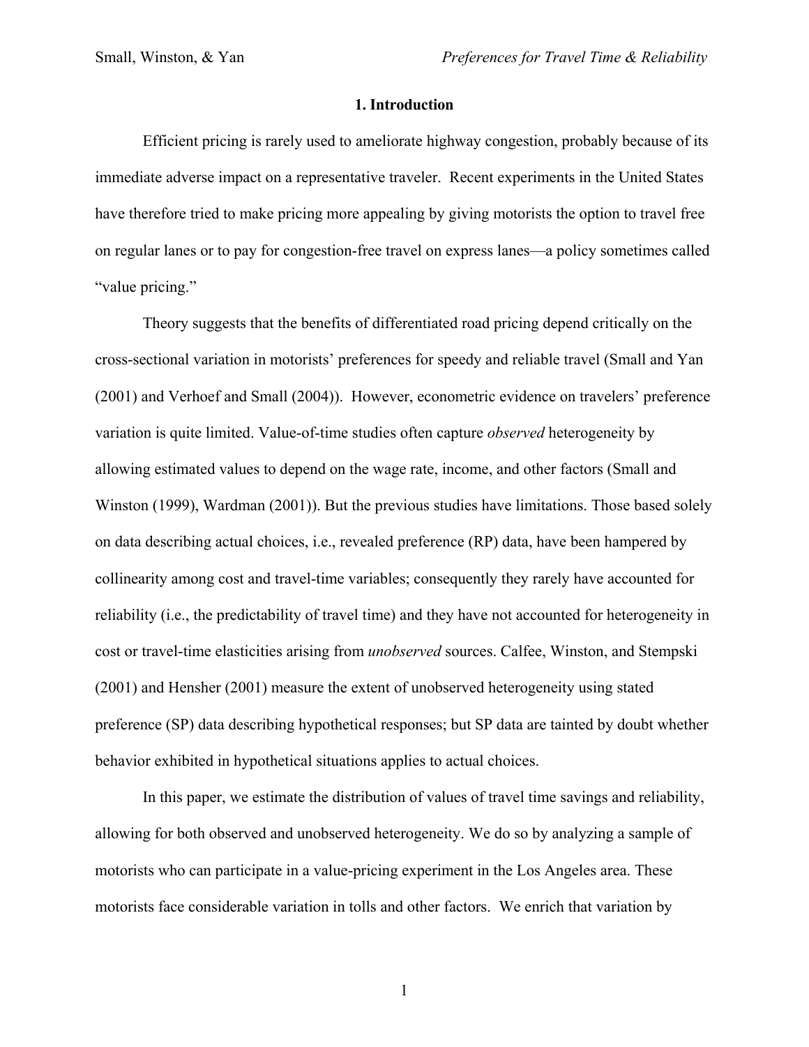## 1. Introduction

Efficient pricing is rarely used to ameliorate highway congestion, probably because of its immediate adverse impact on a representative traveler. Recent experiments in the United States have therefore tried to make pricing more appealing by giving motorists the option to travel free on regular lanes or to pay for congestion-free travel on express lanes—a policy sometimes called "value pricing."

Theory suggests that the benefits of differentiated road pricing depend critically on the cross-sectional variation in motorists' preferences for speedy and reliable travel (Small and Yan (2001) and Verhoef and Small (2004)). However, econometric evidence on travelers' preference variation is quite limited. Value-of-time studies often capture *observed* heterogeneity by allowing estimated values to depend on the wage rate, income, and other factors (Small and Winston (1999), Wardman (2001)). But the previous studies have limitations. Those based solely on data describing actual choices, i.e., revealed preference (RP) data, have been hampered by collinearity among cost and travel-time variables; consequently they rarely have accounted for reliability (i.e., the predictability of travel time) and they have not accounted for heterogeneity in cost or travel-time elasticities arising from *unobserved* sources. Calfee, Winston, and Stempski (2001) and Hensher (2001) measure the extent of unobserved heterogeneity using stated preference (SP) data describing hypothetical responses; but SP data are tainted by doubt whether behavior exhibited in hypothetical situations applies to actual choices.

In this paper, we estimate the distribution of values of travel time savings and reliability, allowing for both observed and unobserved heterogeneity. We do so by analyzing a sample of motorists who can participate in a value-pricing experiment in the Los Angeles area. These motorists face considerable variation in tolls and other factors. We enrich that variation by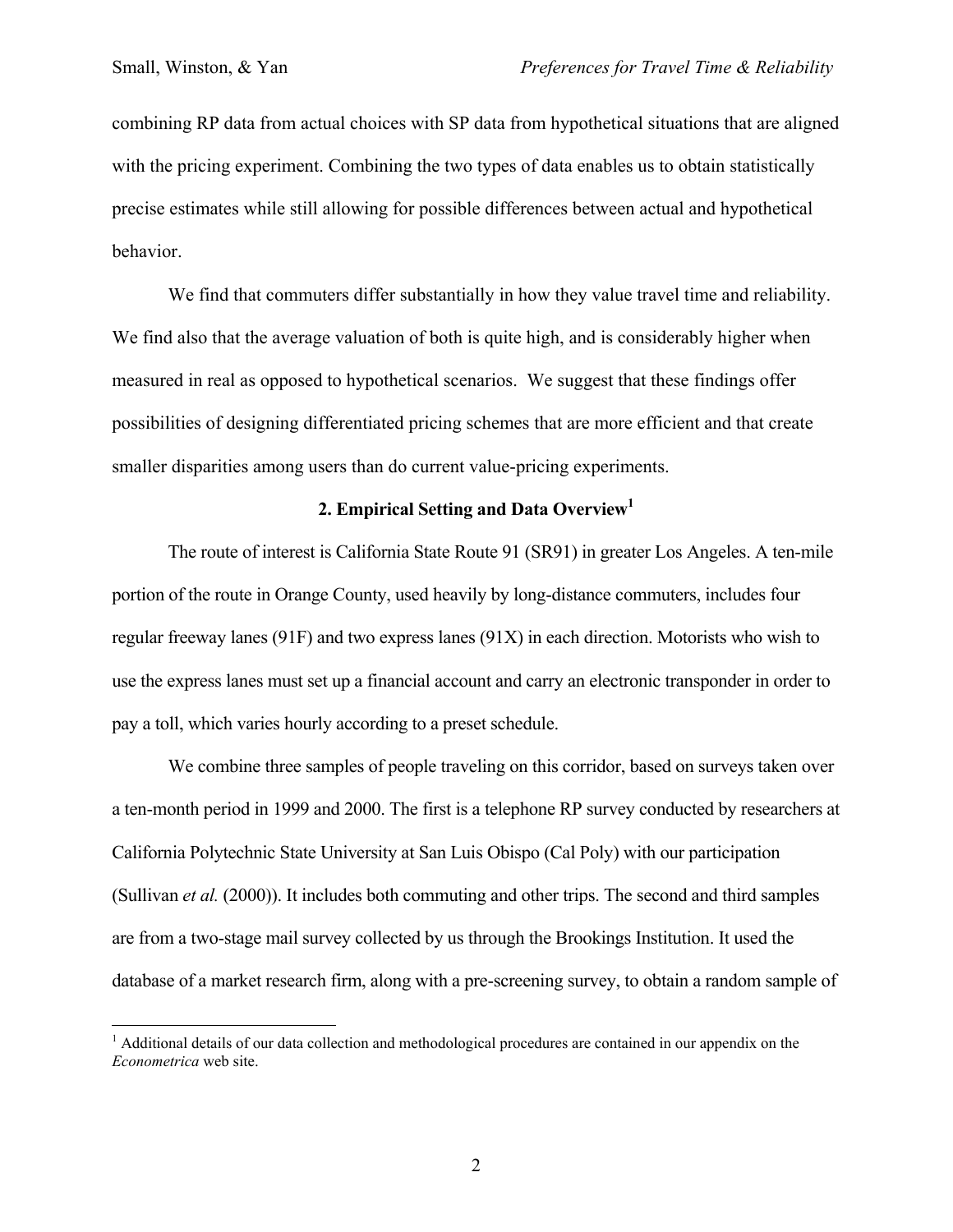combining RP data from actual choices with SP data from hypothetical situations that are aligned with the pricing experiment. Combining the two types of data enables us to obtain statistically precise estimates while still allowing for possible differences between actual and hypothetical behavior.

We find that commuters differ substantially in how they value travel time and reliability. We find also that the average valuation of both is quite high, and is considerably higher when measured in real as opposed to hypothetical scenarios. We suggest that these findings offer possibilities of designing differentiated pricing schemes that are more efficient and that create smaller disparities among users than do current value-pricing experiments.

## 2. Empirical Setting and Data Overview[1]

The route of interest is California State Route 91 (SR91) in greater Los Angeles. A ten-mile portion of the route in Orange County, used heavily by long-distance commuters, includes four regular freeway lanes (91F) and two express lanes (91X) in each direction. Motorists who wish to use the express lanes must set up a financial account and carry an electronic transponder in order to pay a toll, which varies hourly according to a preset schedule.

We combine three samples of people traveling on this corridor, based on surveys taken over a ten-month period in 1999 and 2000. The first is a telephone RP survey conducted by researchers at California Polytechnic State University at San Luis Obispo (Cal Poly) with our participation (Sullivan *et al.* (2000)). It includes both commuting and other trips. The second and third samples are from a two-stage mail survey collected by us through the Brookings Institution. It used the database of a market research firm, along with a pre-screening survey, to obtain a random sample of

[1] Additional details of our data collection and methodological procedures are contained in our appendix on the *Econometrica* web site.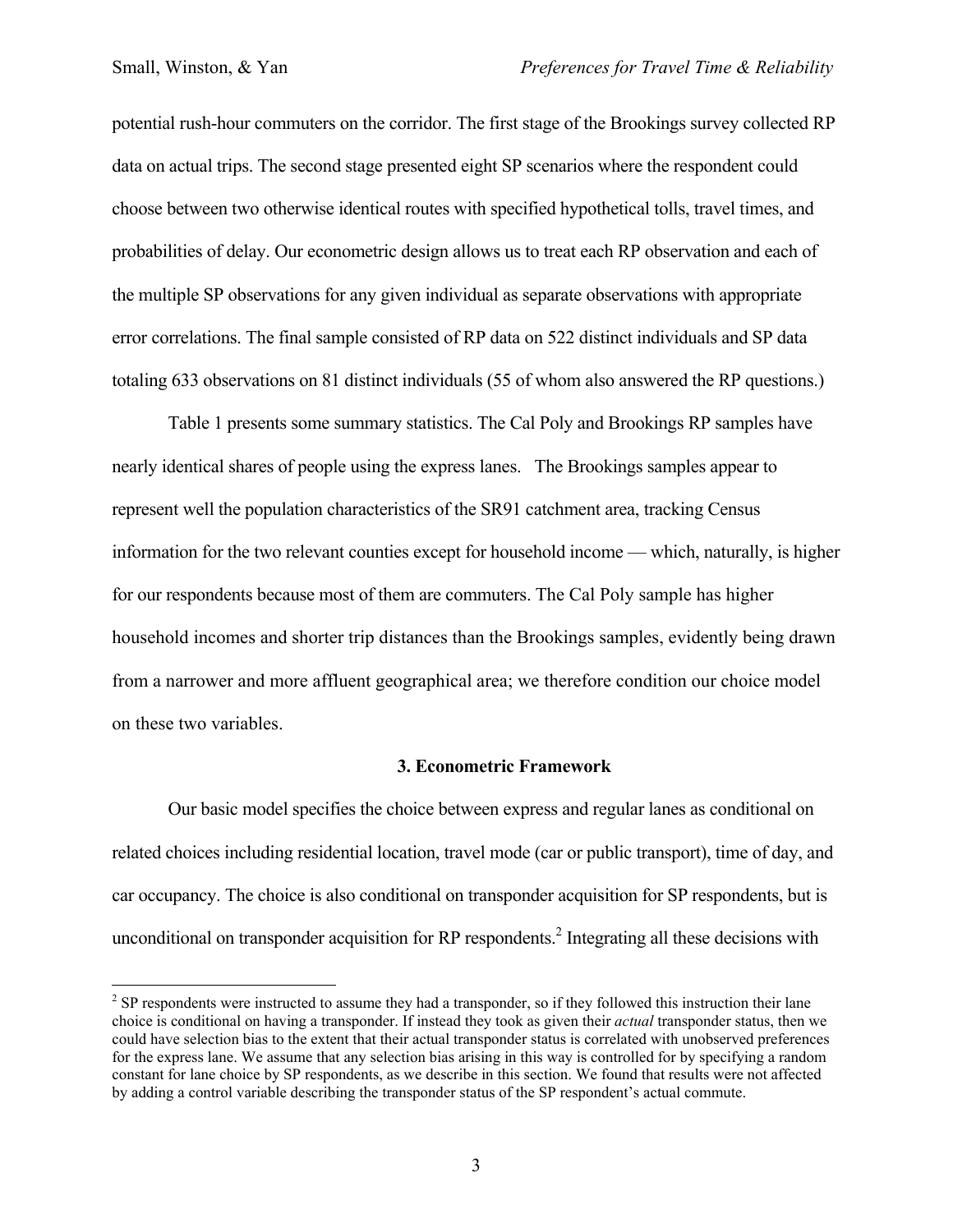potential rush-hour commuters on the corridor. The first stage of the Brookings survey collected RP data on actual trips. The second stage presented eight SP scenarios where the respondent could choose between two otherwise identical routes with specified hypothetical tolls, travel times, and probabilities of delay. Our econometric design allows us to treat each RP observation and each of the multiple SP observations for any given individual as separate observations with appropriate error correlations. The final sample consisted of RP data on 522 distinct individuals and SP data totaling 633 observations on 81 distinct individuals (55 of whom also answered the RP questions.)

Table 1 presents some summary statistics. The Cal Poly and Brookings RP samples have nearly identical shares of people using the express lanes. The Brookings samples appear to represent well the population characteristics of the SR91 catchment area, tracking Census information for the two relevant counties except for household income — which, naturally, is higher for our respondents because most of them are commuters. The Cal Poly sample has higher household incomes and shorter trip distances than the Brookings samples, evidently being drawn from a narrower and more affluent geographical area; we therefore condition our choice model on these two variables.

## 3. Econometric Framework

Our basic model specifies the choice between express and regular lanes as conditional on related choices including residential location, travel mode (car or public transport), time of day, and car occupancy. The choice is also conditional on transponder acquisition for SP respondents, but is unconditional on transponder acquisition for RP respondents.[2] Integrating all these decisions with

---

[2] SP respondents were instructed to assume they had a transponder, so if they followed this instruction their lane choice is conditional on having a transponder. If instead they took as given their *actual* transponder status, then we could have selection bias to the extent that their actual transponder status is correlated with unobserved preferences for the express lane. We assume that any selection bias arising in this way is controlled for by specifying a random constant for lane choice by SP respondents, as we describe in this section. We found that results were not affected by adding a control variable describing the transponder status of the SP respondent's actual commute.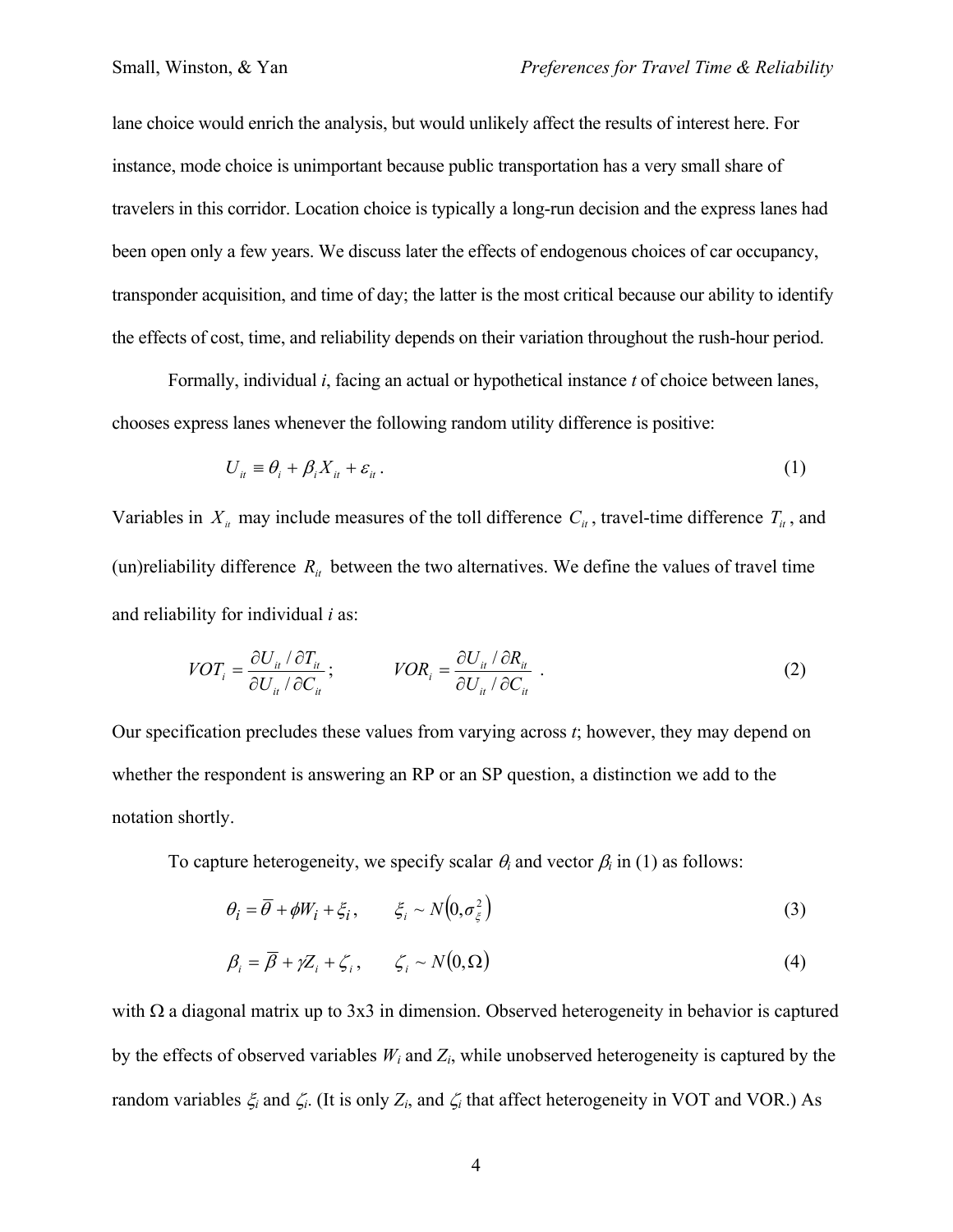lane choice would enrich the analysis, but would unlikely affect the results of interest here. For instance, mode choice is unimportant because public transportation has a very small share of travelers in this corridor. Location choice is typically a long-run decision and the express lanes had been open only a few years. We discuss later the effects of endogenous choices of car occupancy, transponder acquisition, and time of day; the latter is the most critical because our ability to identify the effects of cost, time, and reliability depends on their variation throughout the rush-hour period.

Formally, individual *i*, facing an actual or hypothetical instance *t* of choice between lanes, chooses express lanes whenever the following random utility difference is positive:

$$U_{it} \equiv \theta_i + \beta_i X_{it} + \varepsilon_{it} \,. \tag{1}$$

Variables in $X_{it}$ may include measures of the toll difference $C_{it}$, travel-time difference $T_{it}$, and (un)reliability difference $R_{it}$ between the two alternatives. We define the values of travel time and reliability for individual *i* as:

$$VOT_i = \frac{\partial U_{it} / \partial T_{it}}{\partial U_{it} / \partial C_{it}}; \qquad VOR_i = \frac{\partial U_{it} / \partial R_{it}}{\partial U_{it} / \partial C_{it}} \,. \tag{2}$$

Our specification precludes these values from varying across *t*; however, they may depend on whether the respondent is answering an RP or an SP question, a distinction we add to the notation shortly.

To capture heterogeneity, we specify scalar $\theta_i$ and vector $\beta_i$ in (1) as follows:

$$\theta_i = \overline{\theta} + \phi W_i + \xi_i, \qquad \xi_i \sim N\left(0, \sigma_\xi^2\right) \tag{3}$$

$$\beta_i = \overline{\beta} + \gamma Z_i + \zeta_i, \qquad \zeta_i \sim N(0, \Omega) \tag{4}$$

with $\Omega$ a diagonal matrix up to 3x3 in dimension. Observed heterogeneity in behavior is captured by the effects of observed variables $W_i$ and $Z_i$, while unobserved heterogeneity is captured by the random variables $\xi_i$ and $\zeta_i$. (It is only $Z_i$, and $\zeta_i$ that affect heterogeneity in VOT and VOR.) As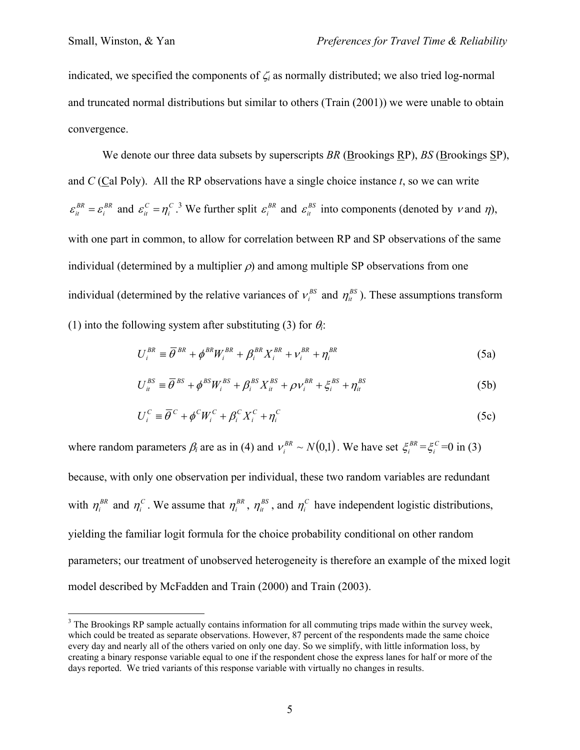indicated, we specified the components of $\zeta_i$ as normally distributed; we also tried log-normal and truncated normal distributions but similar to others (Train (2001)) we were unable to obtain convergence.

We denote our three data subsets by superscripts *BR* (Brookings RP), *BS* (Brookings SP), and *C* (Cal Poly). All the RP observations have a single choice instance *t*, so we can write $\varepsilon_{it}^{BR} = \varepsilon_i^{BR}$ and $\varepsilon_{it}^{C} = \eta_i^{C}$.[3] We further split $\varepsilon_i^{BR}$ and $\varepsilon_{it}^{BS}$ into components (denoted by $\nu$ and $\eta$), with one part in common, to allow for correlation between RP and SP observations of the same individual (determined by a multiplier $\rho$) and among multiple SP observations from one individual (determined by the relative variances of $\nu_i^{BS}$ and $\eta_{it}^{BS}$). These assumptions transform (1) into the following system after substituting (3) for $\theta_i$:

$$U_i^{BR} \equiv \overline{\theta}^{BR} + \phi^{BR} W_i^{BR} + \beta_i^{BR} X_i^{BR} + \nu_i^{BR} + \eta_i^{BR} \tag{5a}$$

$$U_{it}^{BS} \equiv \overline{\theta}^{BS} + \phi^{BS} W_i^{BS} + \beta_i^{BS} X_{it}^{BS} + \rho \nu_i^{BR} + \xi_i^{BS} + \eta_{it}^{BS} \tag{5b}$$

$$U_i^{C} \equiv \overline{\theta}^{C} + \phi^{C} W_i^{C} + \beta_i^{C} X_i^{C} + \eta_i^{C} \tag{5c}$$

where random parameters $\beta_i$ are as in (4) and $\nu_i^{BR} \sim N(0,1)$. We have set $\xi_i^{BR} = \xi_i^{C} = 0$ in (3) because, with only one observation per individual, these two random variables are redundant with $\eta_i^{BR}$ and $\eta_i^{C}$. We assume that $\eta_i^{BR}$, $\eta_{it}^{BS}$, and $\eta_i^{C}$ have independent logistic distributions, yielding the familiar logit formula for the choice probability conditional on other random parameters; our treatment of unobserved heterogeneity is therefore an example of the mixed logit model described by McFadden and Train (2000) and Train (2003).

[3] The Brookings RP sample actually contains information for all commuting trips made within the survey week, which could be treated as separate observations. However, 87 percent of the respondents made the same choice every day and nearly all of the others varied on only one day. So we simplify, with little information loss, by creating a binary response variable equal to one if the respondent chose the express lanes for half or more of the days reported. We tried variants of this response variable with virtually no changes in results.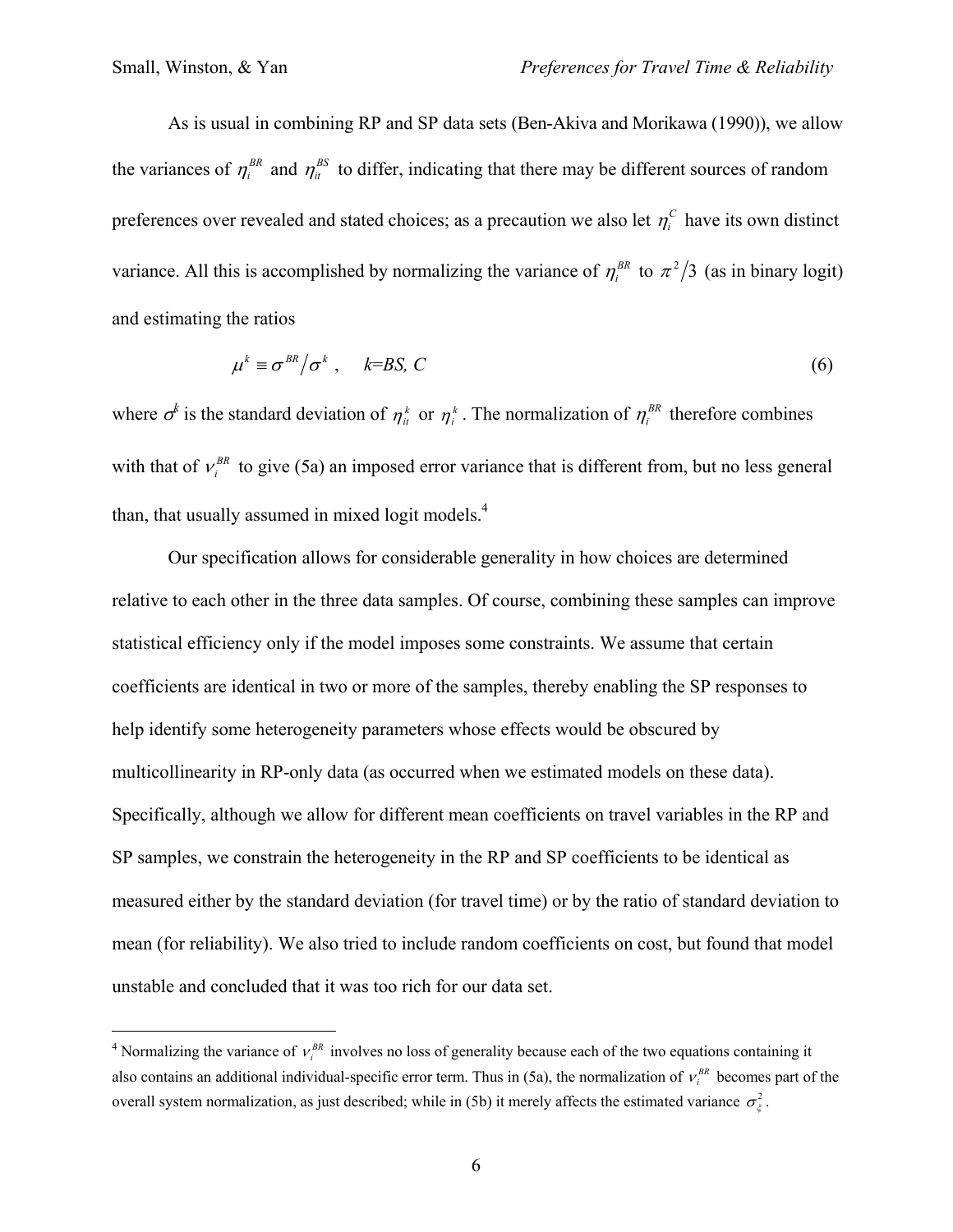As is usual in combining RP and SP data sets (Ben-Akiva and Morikawa (1990)), we allow the variances of $\eta_i^{BR}$ and $\eta_{it}^{BS}$ to differ, indicating that there may be different sources of random preferences over revealed and stated choices; as a precaution we also let $\eta_i^{C}$ have its own distinct variance. All this is accomplished by normalizing the variance of $\eta_i^{BR}$ to $\pi^2/3$ (as in binary logit) and estimating the ratios

$$\mu^k \equiv \sigma^{BR}/\sigma^k \,, \quad k=BS,\, C \tag{6}$$

where $\sigma^k$ is the standard deviation of $\eta_{it}^k$ or $\eta_i^k$. The normalization of $\eta_i^{BR}$ therefore combines with that of $\nu_i^{BR}$ to give (5a) an imposed error variance that is different from, but no less general than, that usually assumed in mixed logit models.[4]

Our specification allows for considerable generality in how choices are determined relative to each other in the three data samples. Of course, combining these samples can improve statistical efficiency only if the model imposes some constraints. We assume that certain coefficients are identical in two or more of the samples, thereby enabling the SP responses to help identify some heterogeneity parameters whose effects would be obscured by multicollinearity in RP-only data (as occurred when we estimated models on these data). Specifically, although we allow for different mean coefficients on travel variables in the RP and SP samples, we constrain the heterogeneity in the RP and SP coefficients to be identical as measured either by the standard deviation (for travel time) or by the ratio of standard deviation to mean (for reliability). We also tried to include random coefficients on cost, but found that model unstable and concluded that it was too rich for our data set.

---

[4] Normalizing the variance of $\nu_i^{BR}$ involves no loss of generality because each of the two equations containing it also contains an additional individual-specific error term. Thus in (5a), the normalization of $\nu_i^{BR}$ becomes part of the overall system normalization, as just described; while in (5b) it merely affects the estimated variance $\sigma_\xi^2$.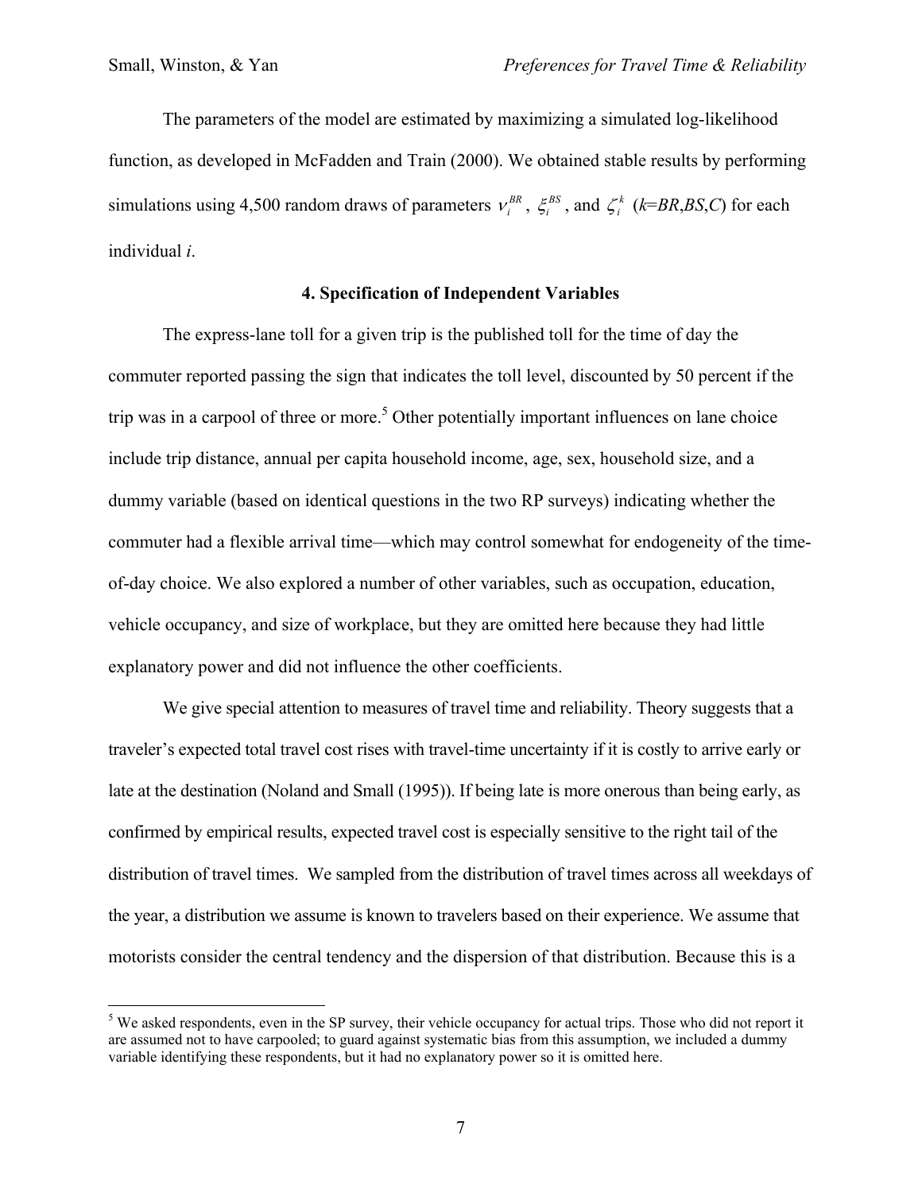The parameters of the model are estimated by maximizing a simulated log-likelihood function, as developed in McFadden and Train (2000). We obtained stable results by performing simulations using 4,500 random draws of parameters $\nu_i^{BR}$, $\xi_i^{BS}$, and $\zeta_i^k$ ($k$=*BR*,*BS*,*C*) for each individual *i*.

## 4. Specification of Independent Variables

The express-lane toll for a given trip is the published toll for the time of day the commuter reported passing the sign that indicates the toll level, discounted by 50 percent if the trip was in a carpool of three or more.[5] Other potentially important influences on lane choice include trip distance, annual per capita household income, age, sex, household size, and a dummy variable (based on identical questions in the two RP surveys) indicating whether the commuter had a flexible arrival time—which may control somewhat for endogeneity of the time-of-day choice. We also explored a number of other variables, such as occupation, education, vehicle occupancy, and size of workplace, but they are omitted here because they had little explanatory power and did not influence the other coefficients.

We give special attention to measures of travel time and reliability. Theory suggests that a traveler's expected total travel cost rises with travel-time uncertainty if it is costly to arrive early or late at the destination (Noland and Small (1995)). If being late is more onerous than being early, as confirmed by empirical results, expected travel cost is especially sensitive to the right tail of the distribution of travel times. We sampled from the distribution of travel times across all weekdays of the year, a distribution we assume is known to travelers based on their experience. We assume that motorists consider the central tendency and the dispersion of that distribution. Because this is a

[5] We asked respondents, even in the SP survey, their vehicle occupancy for actual trips. Those who did not report it are assumed not to have carpooled; to guard against systematic bias from this assumption, we included a dummy variable identifying these respondents, but it had no explanatory power so it is omitted here.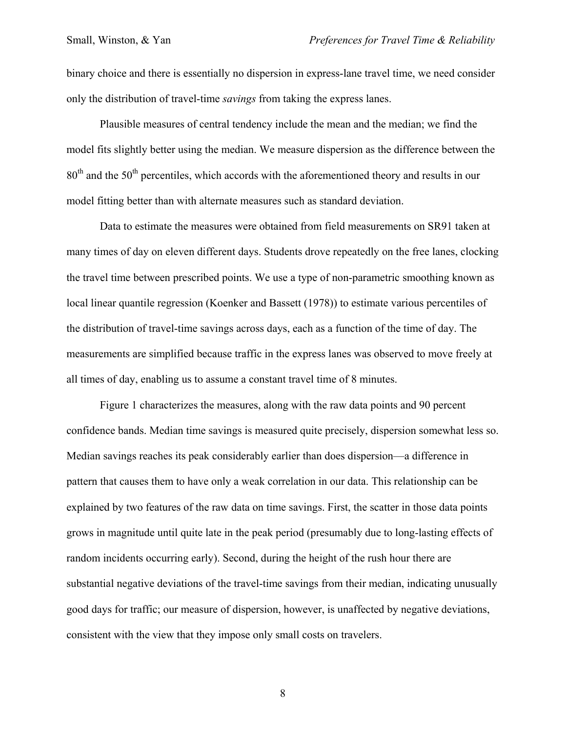binary choice and there is essentially no dispersion in express-lane travel time, we need consider only the distribution of travel-time *savings* from taking the express lanes.

Plausible measures of central tendency include the mean and the median; we find the model fits slightly better using the median. We measure dispersion as the difference between the $80^{th}$ and the $50^{th}$ percentiles, which accords with the aforementioned theory and results in our model fitting better than with alternate measures such as standard deviation.

Data to estimate the measures were obtained from field measurements on SR91 taken at many times of day on eleven different days. Students drove repeatedly on the free lanes, clocking the travel time between prescribed points. We use a type of non-parametric smoothing known as local linear quantile regression (Koenker and Bassett (1978)) to estimate various percentiles of the distribution of travel-time savings across days, each as a function of the time of day. The measurements are simplified because traffic in the express lanes was observed to move freely at all times of day, enabling us to assume a constant travel time of 8 minutes.

Figure 1 characterizes the measures, along with the raw data points and 90 percent confidence bands. Median time savings is measured quite precisely, dispersion somewhat less so. Median savings reaches its peak considerably earlier than does dispersion—a difference in pattern that causes them to have only a weak correlation in our data. This relationship can be explained by two features of the raw data on time savings. First, the scatter in those data points grows in magnitude until quite late in the peak period (presumably due to long-lasting effects of random incidents occurring early). Second, during the height of the rush hour there are substantial negative deviations of the travel-time savings from their median, indicating unusually good days for traffic; our measure of dispersion, however, is unaffected by negative deviations, consistent with the view that they impose only small costs on travelers.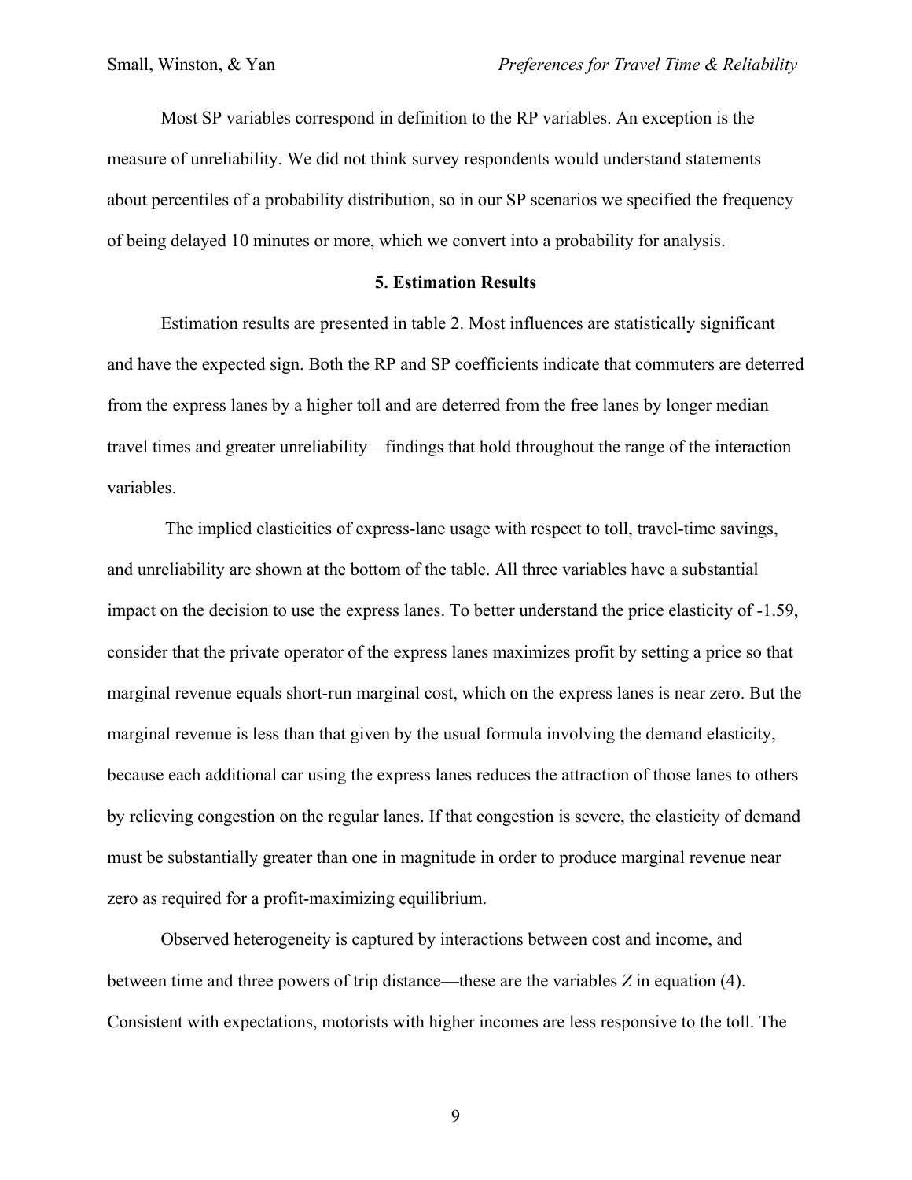Most SP variables correspond in definition to the RP variables. An exception is the measure of unreliability. We did not think survey respondents would understand statements about percentiles of a probability distribution, so in our SP scenarios we specified the frequency of being delayed 10 minutes or more, which we convert into a probability for analysis.

## 5. Estimation Results

Estimation results are presented in table 2. Most influences are statistically significant and have the expected sign. Both the RP and SP coefficients indicate that commuters are deterred from the express lanes by a higher toll and are deterred from the free lanes by longer median travel times and greater unreliability—findings that hold throughout the range of the interaction variables.

The implied elasticities of express-lane usage with respect to toll, travel-time savings, and unreliability are shown at the bottom of the table. All three variables have a substantial impact on the decision to use the express lanes. To better understand the price elasticity of -1.59, consider that the private operator of the express lanes maximizes profit by setting a price so that marginal revenue equals short-run marginal cost, which on the express lanes is near zero. But the marginal revenue is less than that given by the usual formula involving the demand elasticity, because each additional car using the express lanes reduces the attraction of those lanes to others by relieving congestion on the regular lanes. If that congestion is severe, the elasticity of demand must be substantially greater than one in magnitude in order to produce marginal revenue near zero as required for a profit-maximizing equilibrium.

Observed heterogeneity is captured by interactions between cost and income, and between time and three powers of trip distance—these are the variables $Z$ in equation (4). Consistent with expectations, motorists with higher incomes are less responsive to the toll. The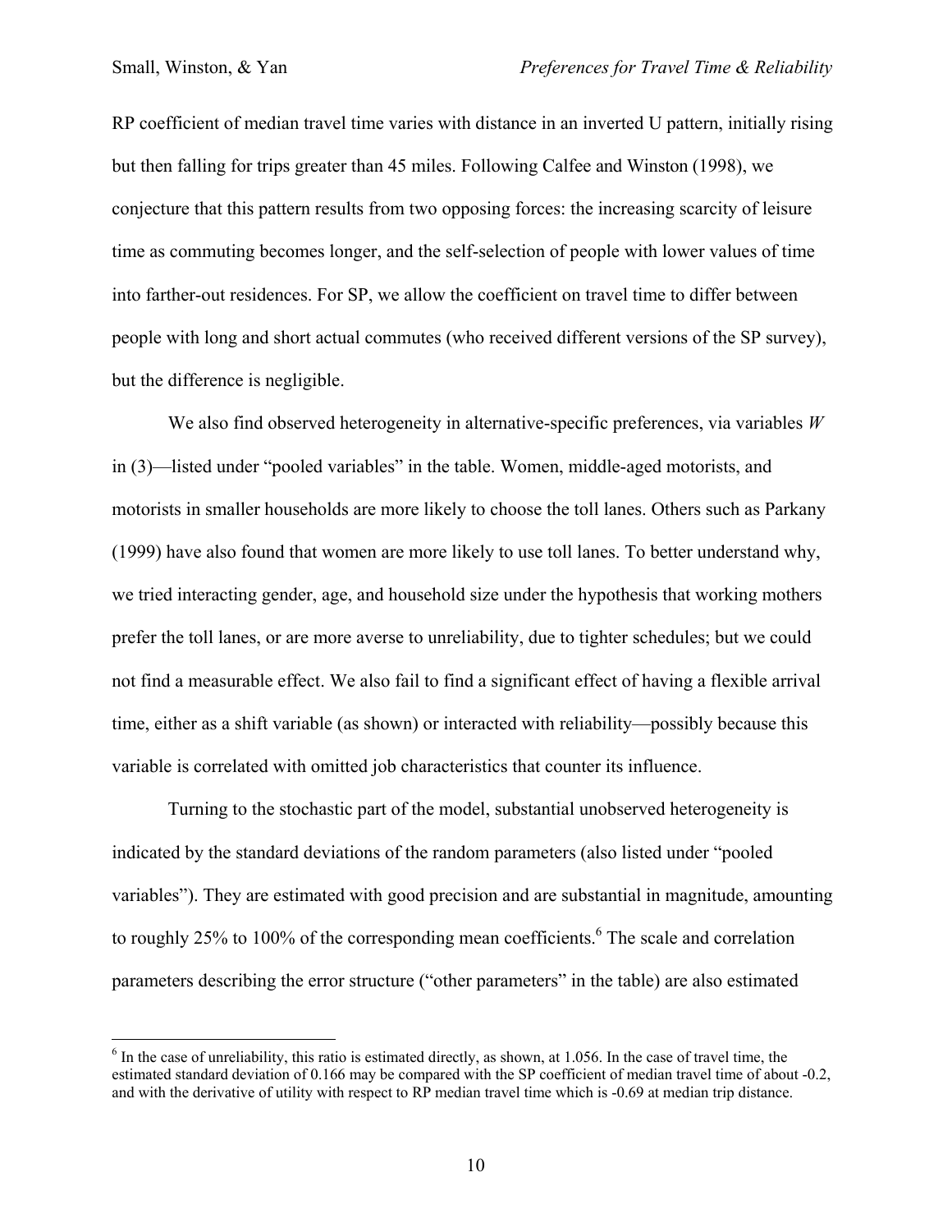RP coefficient of median travel time varies with distance in an inverted U pattern, initially rising but then falling for trips greater than 45 miles. Following Calfee and Winston (1998), we conjecture that this pattern results from two opposing forces: the increasing scarcity of leisure time as commuting becomes longer, and the self-selection of people with lower values of time into farther-out residences. For SP, we allow the coefficient on travel time to differ between people with long and short actual commutes (who received different versions of the SP survey), but the difference is negligible.

We also find observed heterogeneity in alternative-specific preferences, via variables $W$ in (3)—listed under "pooled variables" in the table. Women, middle-aged motorists, and motorists in smaller households are more likely to choose the toll lanes. Others such as Parkany (1999) have also found that women are more likely to use toll lanes. To better understand why, we tried interacting gender, age, and household size under the hypothesis that working mothers prefer the toll lanes, or are more averse to unreliability, due to tighter schedules; but we could not find a measurable effect. We also fail to find a significant effect of having a flexible arrival time, either as a shift variable (as shown) or interacted with reliability—possibly because this variable is correlated with omitted job characteristics that counter its influence.

Turning to the stochastic part of the model, substantial unobserved heterogeneity is indicated by the standard deviations of the random parameters (also listed under "pooled variables"). They are estimated with good precision and are substantial in magnitude, amounting to roughly 25% to 100% of the corresponding mean coefficients.[6] The scale and correlation parameters describing the error structure ("other parameters" in the table) are also estimated

[6] In the case of unreliability, this ratio is estimated directly, as shown, at 1.056. In the case of travel time, the estimated standard deviation of 0.166 may be compared with the SP coefficient of median travel time of about -0.2, and with the derivative of utility with respect to RP median travel time which is -0.69 at median trip distance.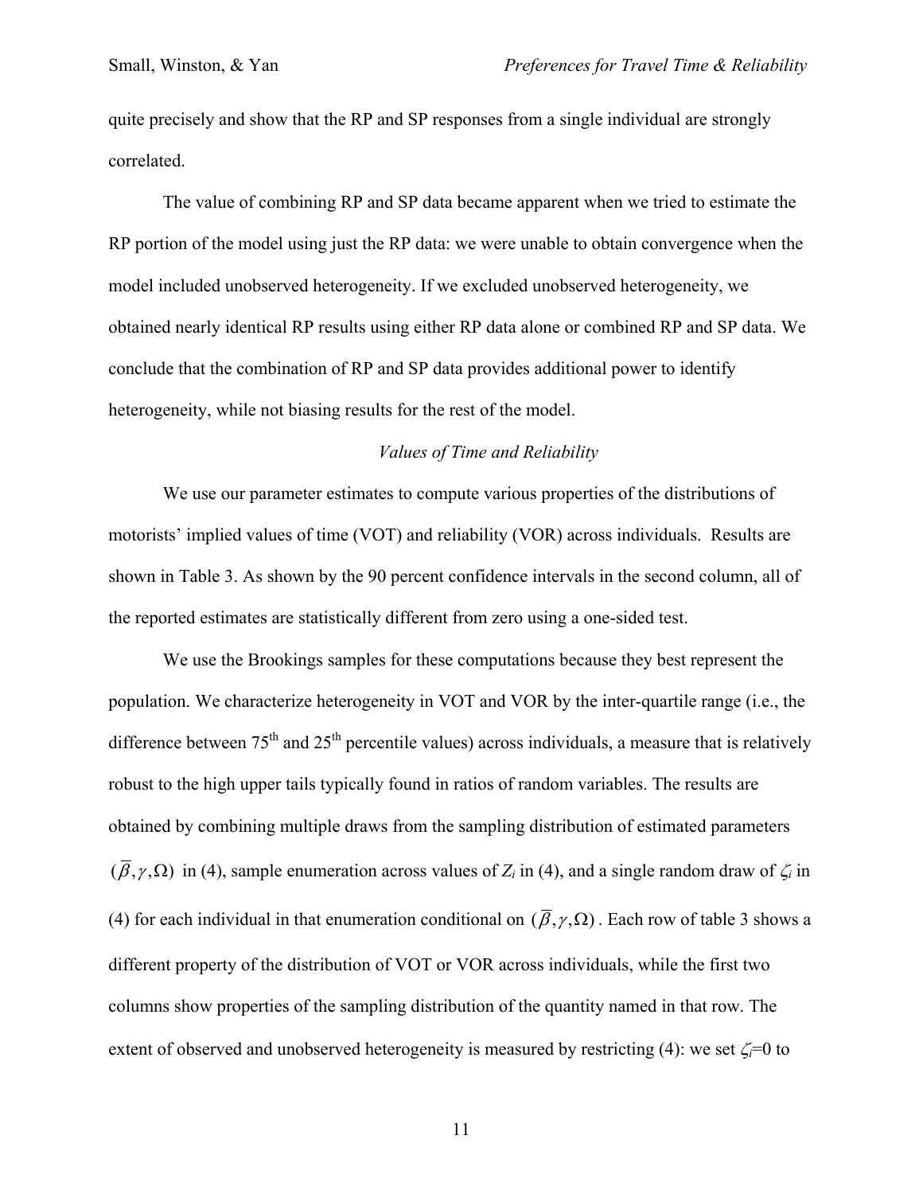quite precisely and show that the RP and SP responses from a single individual are strongly correlated.

The value of combining RP and SP data became apparent when we tried to estimate the RP portion of the model using just the RP data: we were unable to obtain convergence when the model included unobserved heterogeneity. If we excluded unobserved heterogeneity, we obtained nearly identical RP results using either RP data alone or combined RP and SP data. We conclude that the combination of RP and SP data provides additional power to identify heterogeneity, while not biasing results for the rest of the model.

*Values of Time and Reliability*

We use our parameter estimates to compute various properties of the distributions of motorists' implied values of time (VOT) and reliability (VOR) across individuals. Results are shown in Table 3. As shown by the 90 percent confidence intervals in the second column, all of the reported estimates are statistically different from zero using a one-sided test.

We use the Brookings samples for these computations because they best represent the population. We characterize heterogeneity in VOT and VOR by the inter-quartile range (i.e., the difference between 75th and 25th percentile values) across individuals, a measure that is relatively robust to the high upper tails typically found in ratios of random variables. The results are obtained by combining multiple draws from the sampling distribution of estimated parameters $(\overline{\beta}, \gamma, \Omega)$ in (4), sample enumeration across values of $Z_i$ in (4), and a single random draw of $\zeta_i$ in (4) for each individual in that enumeration conditional on $(\overline{\beta}, \gamma, \Omega)$. Each row of table 3 shows a different property of the distribution of VOT or VOR across individuals, while the first two columns show properties of the sampling distribution of the quantity named in that row. The extent of observed and unobserved heterogeneity is measured by restricting (4): we set $\zeta_i=0$ to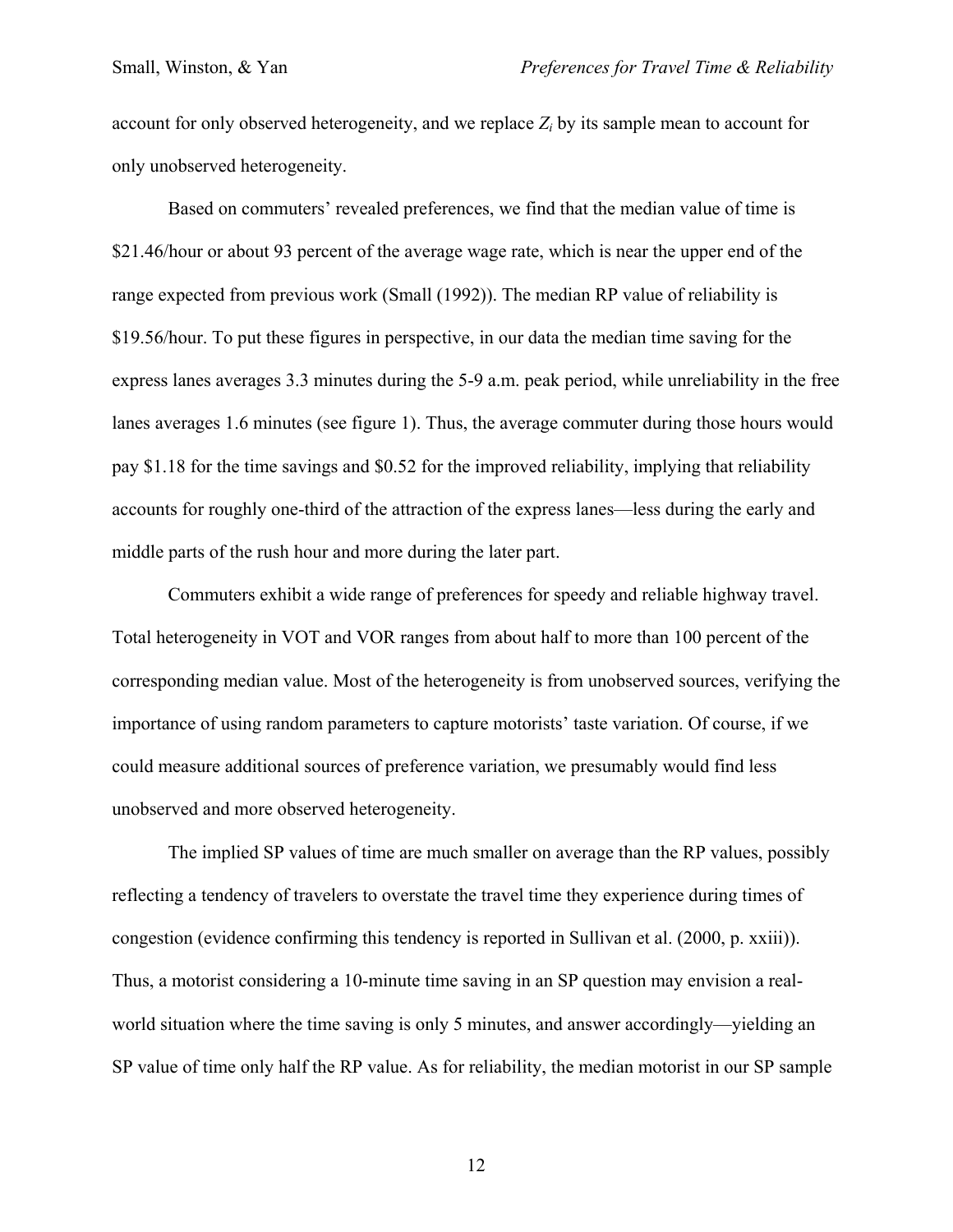account for only observed heterogeneity, and we replace $Z_i$ by its sample mean to account for only unobserved heterogeneity.

Based on commuters' revealed preferences, we find that the median value of time is \$21.46/hour or about 93 percent of the average wage rate, which is near the upper end of the range expected from previous work (Small (1992)). The median RP value of reliability is \$19.56/hour. To put these figures in perspective, in our data the median time saving for the express lanes averages 3.3 minutes during the 5-9 a.m. peak period, while unreliability in the free lanes averages 1.6 minutes (see figure 1). Thus, the average commuter during those hours would pay \$1.18 for the time savings and \$0.52 for the improved reliability, implying that reliability accounts for roughly one-third of the attraction of the express lanes—less during the early and middle parts of the rush hour and more during the later part.

Commuters exhibit a wide range of preferences for speedy and reliable highway travel. Total heterogeneity in VOT and VOR ranges from about half to more than 100 percent of the corresponding median value. Most of the heterogeneity is from unobserved sources, verifying the importance of using random parameters to capture motorists' taste variation. Of course, if we could measure additional sources of preference variation, we presumably would find less unobserved and more observed heterogeneity.

The implied SP values of time are much smaller on average than the RP values, possibly reflecting a tendency of travelers to overstate the travel time they experience during times of congestion (evidence confirming this tendency is reported in Sullivan et al. (2000, p. xxiii)). Thus, a motorist considering a 10-minute time saving in an SP question may envision a real-world situation where the time saving is only 5 minutes, and answer accordingly—yielding an SP value of time only half the RP value. As for reliability, the median motorist in our SP sample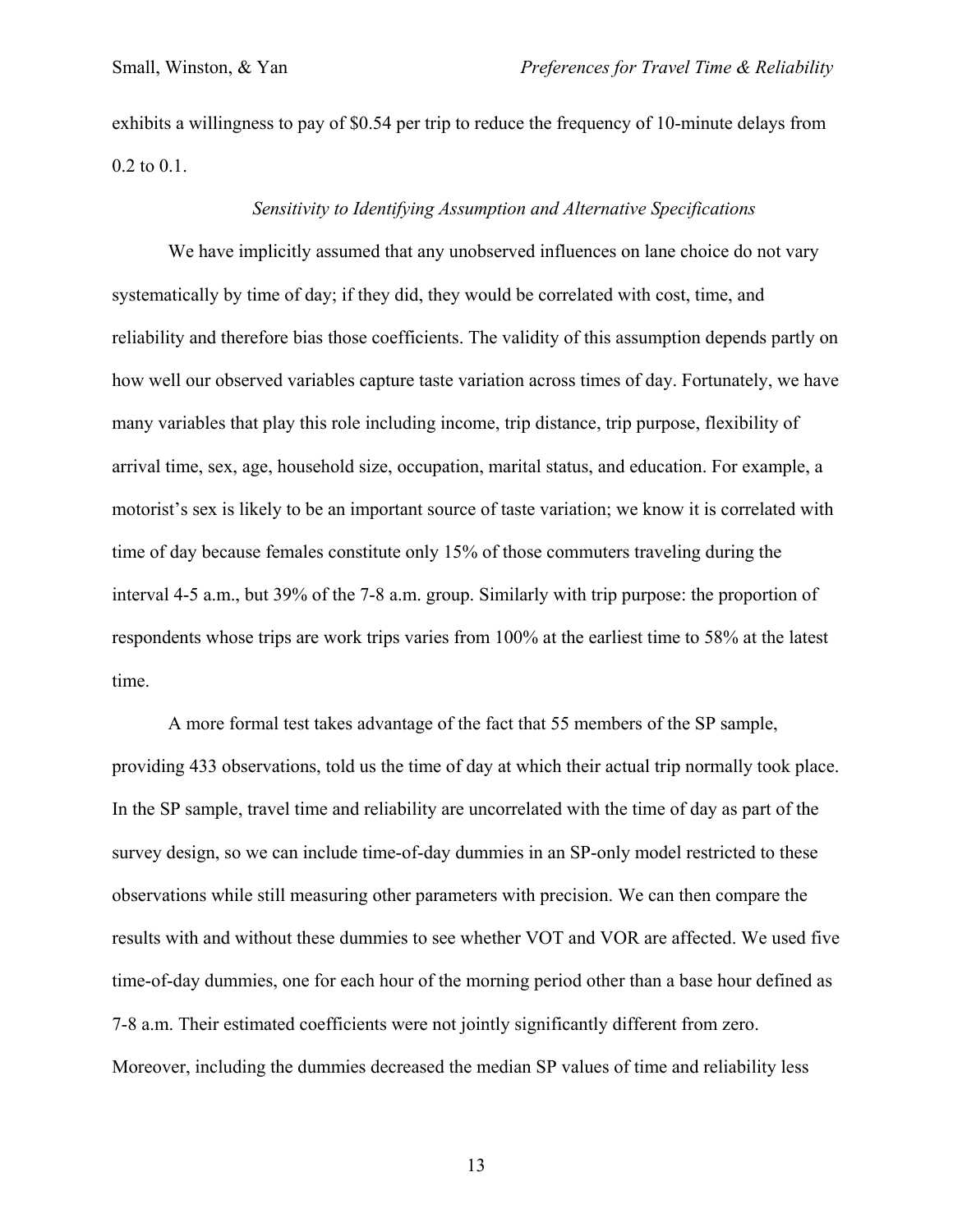exhibits a willingness to pay of $0.54 per trip to reduce the frequency of 10-minute delays from 0.2 to 0.1.

### *Sensitivity to Identifying Assumption and Alternative Specifications*

We have implicitly assumed that any unobserved influences on lane choice do not vary systematically by time of day; if they did, they would be correlated with cost, time, and reliability and therefore bias those coefficients. The validity of this assumption depends partly on how well our observed variables capture taste variation across times of day. Fortunately, we have many variables that play this role including income, trip distance, trip purpose, flexibility of arrival time, sex, age, household size, occupation, marital status, and education. For example, a motorist's sex is likely to be an important source of taste variation; we know it is correlated with time of day because females constitute only 15% of those commuters traveling during the interval 4-5 a.m., but 39% of the 7-8 a.m. group. Similarly with trip purpose: the proportion of respondents whose trips are work trips varies from 100% at the earliest time to 58% at the latest time.

A more formal test takes advantage of the fact that 55 members of the SP sample, providing 433 observations, told us the time of day at which their actual trip normally took place. In the SP sample, travel time and reliability are uncorrelated with the time of day as part of the survey design, so we can include time-of-day dummies in an SP-only model restricted to these observations while still measuring other parameters with precision. We can then compare the results with and without these dummies to see whether VOT and VOR are affected. We used five time-of-day dummies, one for each hour of the morning period other than a base hour defined as 7-8 a.m. Their estimated coefficients were not jointly significantly different from zero. Moreover, including the dummies decreased the median SP values of time and reliability less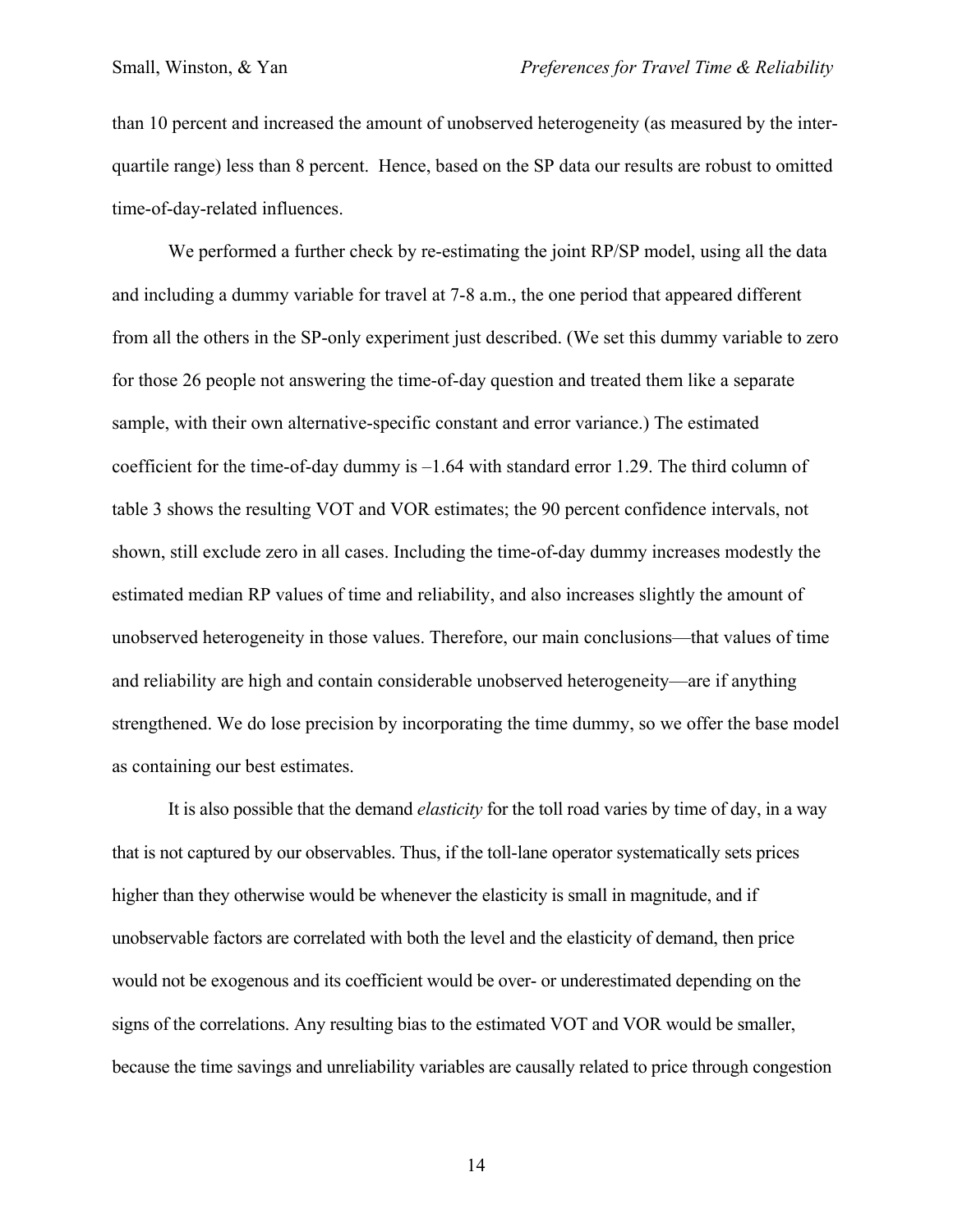than 10 percent and increased the amount of unobserved heterogeneity (as measured by the inter-quartile range) less than 8 percent. Hence, based on the SP data our results are robust to omitted time-of-day-related influences.

We performed a further check by re-estimating the joint RP/SP model, using all the data and including a dummy variable for travel at 7-8 a.m., the one period that appeared different from all the others in the SP-only experiment just described. (We set this dummy variable to zero for those 26 people not answering the time-of-day question and treated them like a separate sample, with their own alternative-specific constant and error variance.) The estimated coefficient for the time-of-day dummy is –1.64 with standard error 1.29. The third column of table 3 shows the resulting VOT and VOR estimates; the 90 percent confidence intervals, not shown, still exclude zero in all cases. Including the time-of-day dummy increases modestly the estimated median RP values of time and reliability, and also increases slightly the amount of unobserved heterogeneity in those values. Therefore, our main conclusions—that values of time and reliability are high and contain considerable unobserved heterogeneity—are if anything strengthened. We do lose precision by incorporating the time dummy, so we offer the base model as containing our best estimates.

It is also possible that the demand *elasticity* for the toll road varies by time of day, in a way that is not captured by our observables. Thus, if the toll-lane operator systematically sets prices higher than they otherwise would be whenever the elasticity is small in magnitude, and if unobservable factors are correlated with both the level and the elasticity of demand, then price would not be exogenous and its coefficient would be over- or underestimated depending on the signs of the correlations. Any resulting bias to the estimated VOT and VOR would be smaller, because the time savings and unreliability variables are causally related to price through congestion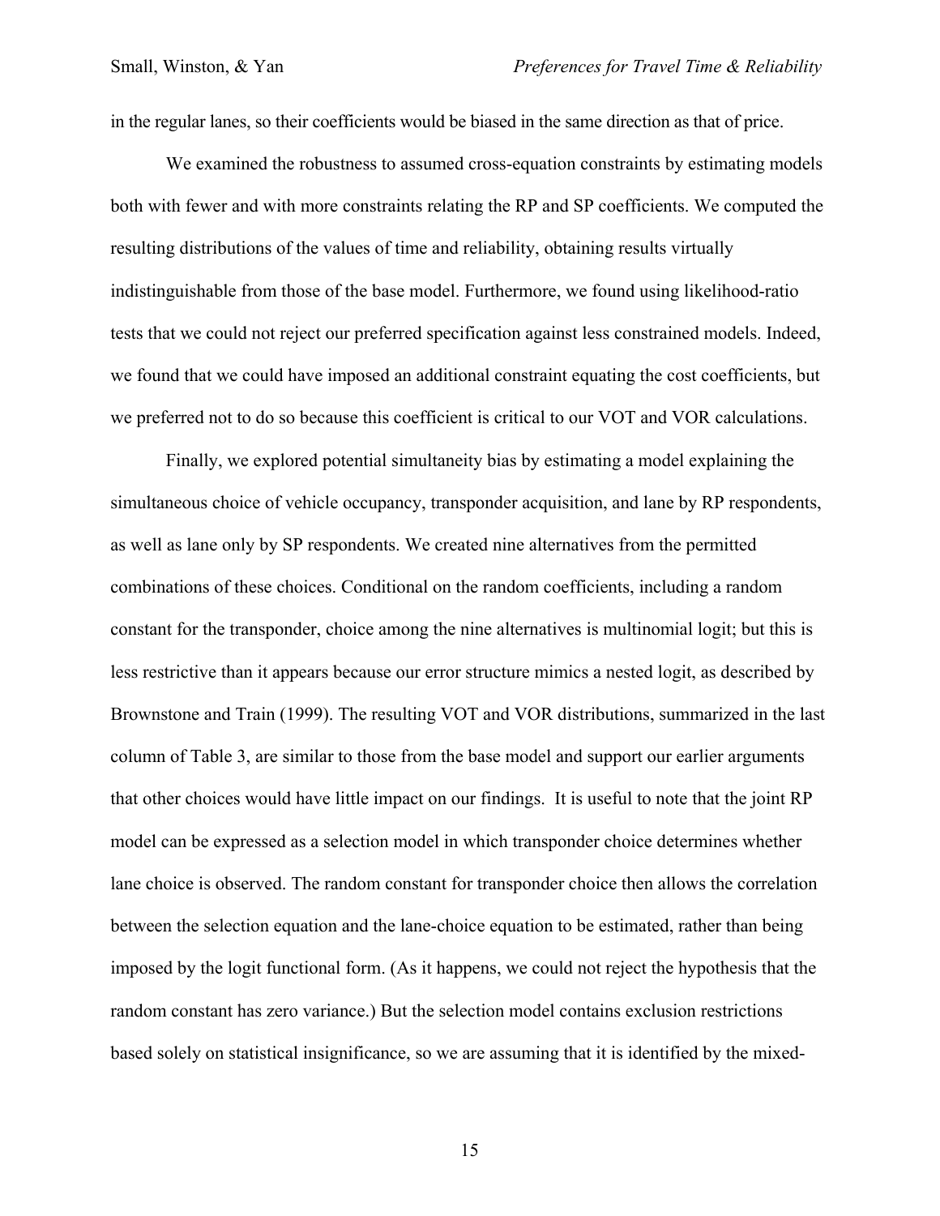in the regular lanes, so their coefficients would be biased in the same direction as that of price.

We examined the robustness to assumed cross-equation constraints by estimating models both with fewer and with more constraints relating the RP and SP coefficients. We computed the resulting distributions of the values of time and reliability, obtaining results virtually indistinguishable from those of the base model. Furthermore, we found using likelihood-ratio tests that we could not reject our preferred specification against less constrained models. Indeed, we found that we could have imposed an additional constraint equating the cost coefficients, but we preferred not to do so because this coefficient is critical to our VOT and VOR calculations.

Finally, we explored potential simultaneity bias by estimating a model explaining the simultaneous choice of vehicle occupancy, transponder acquisition, and lane by RP respondents, as well as lane only by SP respondents. We created nine alternatives from the permitted combinations of these choices. Conditional on the random coefficients, including a random constant for the transponder, choice among the nine alternatives is multinomial logit; but this is less restrictive than it appears because our error structure mimics a nested logit, as described by Brownstone and Train (1999). The resulting VOT and VOR distributions, summarized in the last column of Table 3, are similar to those from the base model and support our earlier arguments that other choices would have little impact on our findings. It is useful to note that the joint RP model can be expressed as a selection model in which transponder choice determines whether lane choice is observed. The random constant for transponder choice then allows the correlation between the selection equation and the lane-choice equation to be estimated, rather than being imposed by the logit functional form. (As it happens, we could not reject the hypothesis that the random constant has zero variance.) But the selection model contains exclusion restrictions based solely on statistical insignificance, so we are assuming that it is identified by the mixed-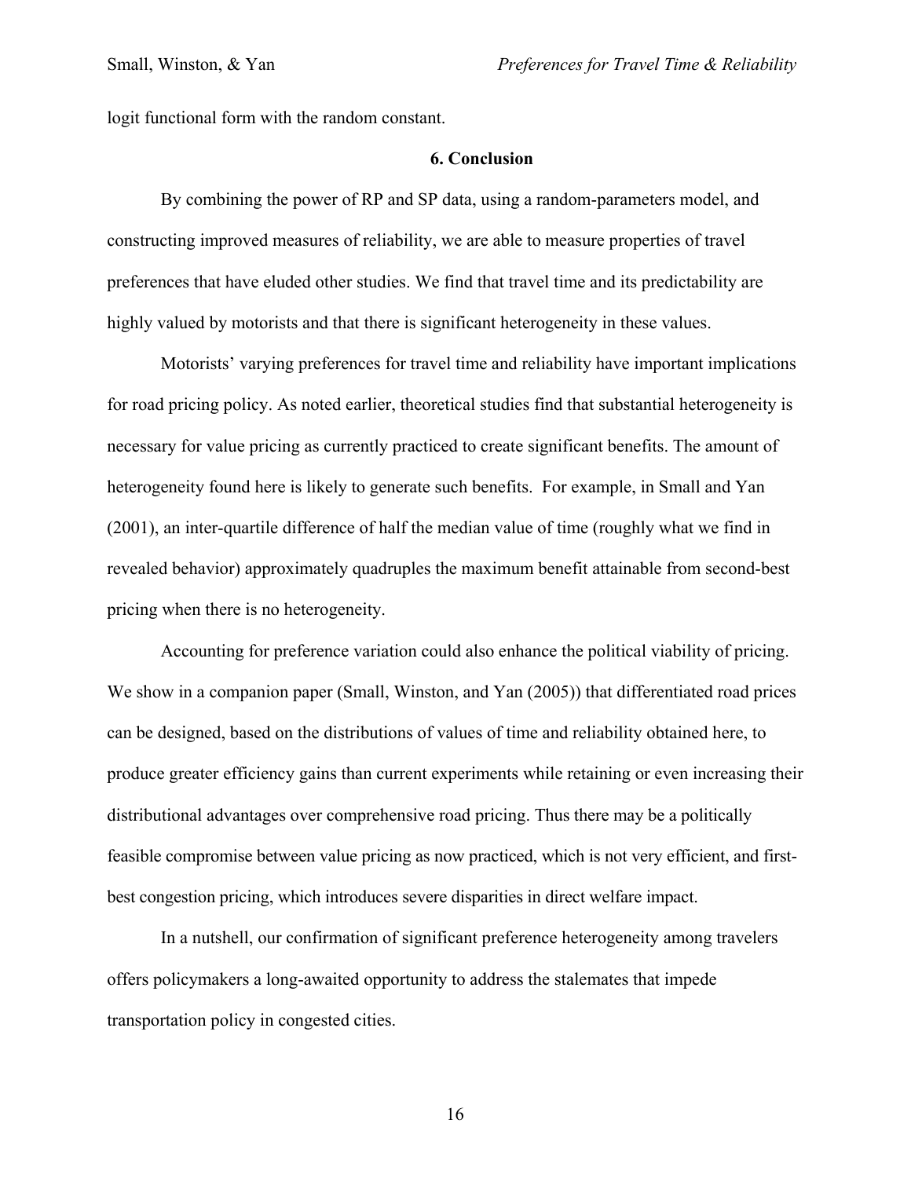logit functional form with the random constant.

## 6. Conclusion

By combining the power of RP and SP data, using a random-parameters model, and constructing improved measures of reliability, we are able to measure properties of travel preferences that have eluded other studies. We find that travel time and its predictability are highly valued by motorists and that there is significant heterogeneity in these values.

Motorists' varying preferences for travel time and reliability have important implications for road pricing policy. As noted earlier, theoretical studies find that substantial heterogeneity is necessary for value pricing as currently practiced to create significant benefits. The amount of heterogeneity found here is likely to generate such benefits. For example, in Small and Yan (2001), an inter-quartile difference of half the median value of time (roughly what we find in revealed behavior) approximately quadruples the maximum benefit attainable from second-best pricing when there is no heterogeneity.

Accounting for preference variation could also enhance the political viability of pricing. We show in a companion paper (Small, Winston, and Yan (2005)) that differentiated road prices can be designed, based on the distributions of values of time and reliability obtained here, to produce greater efficiency gains than current experiments while retaining or even increasing their distributional advantages over comprehensive road pricing. Thus there may be a politically feasible compromise between value pricing as now practiced, which is not very efficient, and first-best congestion pricing, which introduces severe disparities in direct welfare impact.

In a nutshell, our confirmation of significant preference heterogeneity among travelers offers policymakers a long-awaited opportunity to address the stalemates that impede transportation policy in congested cities.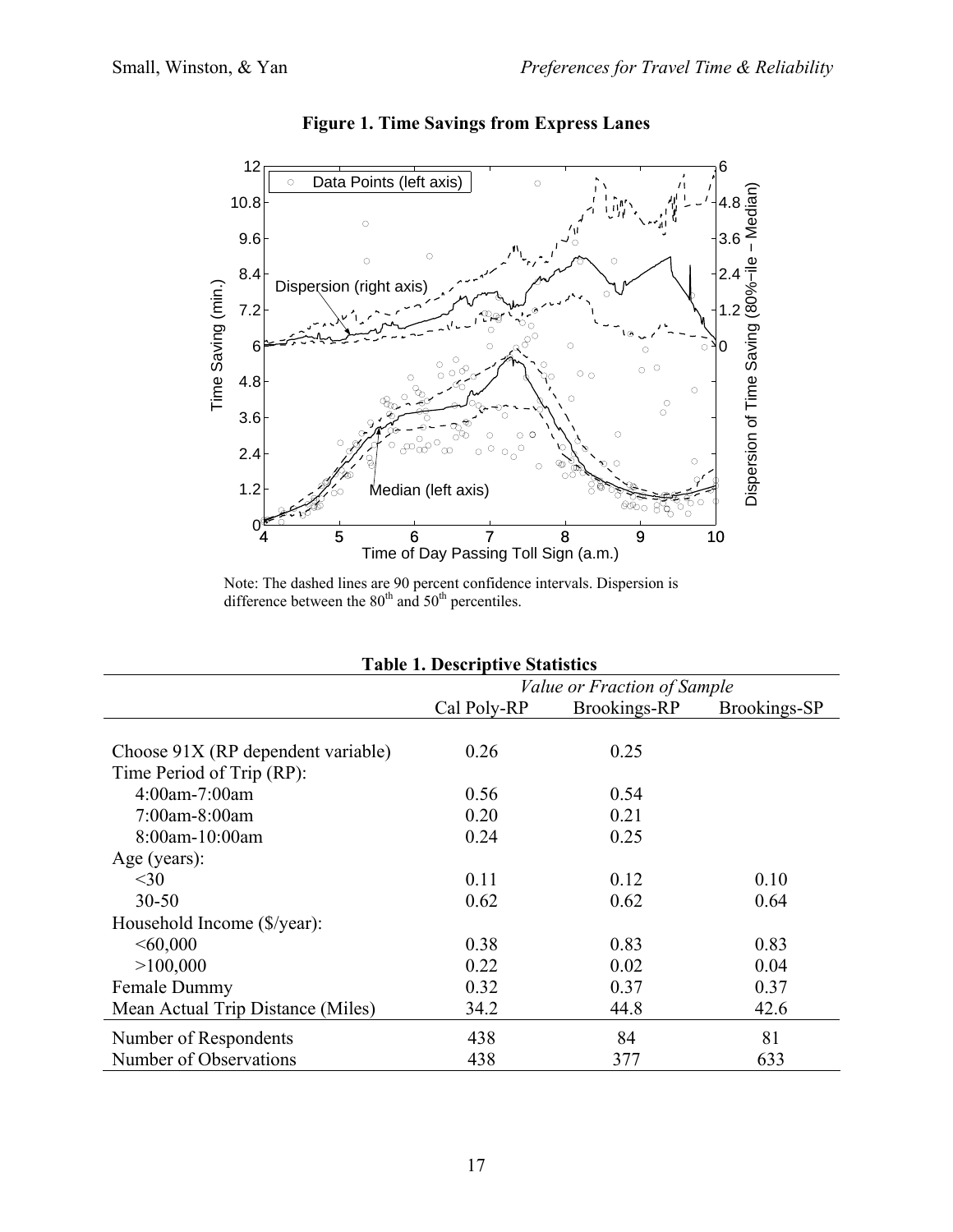**Figure 1. Time Savings from Express Lanes**

Note: The dashed lines are 90 percent confidence intervals. Dispersion is difference between the 80th and 50th percentiles.

**Table 1. Descriptive Statistics**

| | *Value or Fraction of Sample* | | |
|---|---|---|---|
| | Cal Poly-RP | Brookings-RP | Brookings-SP |
| Choose 91X (RP dependent variable) | 0.26 | 0.25 | |
| Time Period of Trip (RP): | | | |
| 4:00am-7:00am | 0.56 | 0.54 | |
| 7:00am-8:00am | 0.20 | 0.21 | |
| 8:00am-10:00am | 0.24 | 0.25 | |
| Age (years): | | | |
| <30 | 0.11 | 0.12 | 0.10 |
| 30-50 | 0.62 | 0.62 | 0.64 |
| Household Income ($/year): | | | |
| <60,000 | 0.38 | 0.83 | 0.83 |
| >100,000 | 0.22 | 0.02 | 0.04 |
| Female Dummy | 0.32 | 0.37 | 0.37 |
| Mean Actual Trip Distance (Miles) | 34.2 | 44.8 | 42.6 |
| Number of Respondents | 438 | 84 | 81 |
| Number of Observations | 438 | 377 | 633 |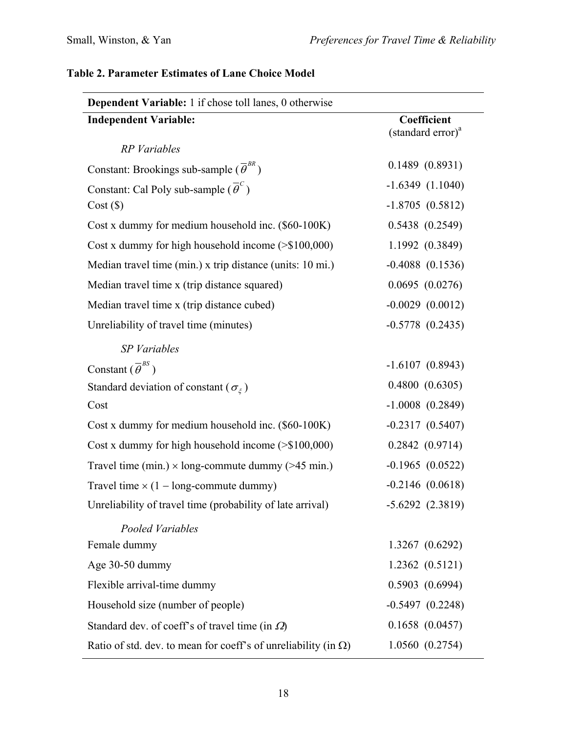**Table 2. Parameter Estimates of Lane Choice Model**

| **Dependent Variable:** 1 if chose toll lanes, 0 otherwise | |
|---|---|
| **Independent Variable:** | **Coefficient** (standard error)[a] |
| *RP Variables* | |
| Constant: Brookings sub-sample ($\overline{\theta}^{BR}$) | 0.1489 (0.8931) |
| Constant: Cal Poly sub-sample ($\overline{\theta}^{C}$) | -1.6349 (1.1040) |
| Cost ($) | -1.8705 (0.5812) |
| Cost x dummy for medium household inc. ($60-100K) | 0.5438 (0.2549) |
| Cost x dummy for high household income (>$100,000) | 1.1992 (0.3849) |
| Median travel time (min.) x trip distance (units: 10 mi.) | -0.4088 (0.1536) |
| Median travel time x (trip distance squared) | 0.0695 (0.0276) |
| Median travel time x (trip distance cubed) | -0.0029 (0.0012) |
| Unreliability of travel time (minutes) | -0.5778 (0.2435) |
| *SP Variables* | |
| Constant ($\overline{\theta}^{BS}$) | -1.6107 (0.8943) |
| Standard deviation of constant ($\sigma_{\xi}$) | 0.4800 (0.6305) |
| Cost | -1.0008 (0.2849) |
| Cost x dummy for medium household inc. ($60-100K) | -0.2317 (0.5407) |
| Cost x dummy for high household income (>$100,000) | 0.2842 (0.9714) |
| Travel time (min.) $\times$ long-commute dummy (>45 min.) | -0.1965 (0.0522) |
| Travel time $\times$ (1 − long-commute dummy) | -0.2146 (0.0618) |
| Unreliability of travel time (probability of late arrival) | -5.6292 (2.3819) |
| *Pooled Variables* | |
| Female dummy | 1.3267 (0.6292) |
| Age 30-50 dummy | 1.2362 (0.5121) |
| Flexible arrival-time dummy | 0.5903 (0.6994) |
| Household size (number of people) | -0.5497 (0.2248) |
| Standard dev. of coeff's of travel time (in $\Omega$) | 0.1658 (0.0457) |
| Ratio of std. dev. to mean for coeff's of unreliability (in $\Omega$) | 1.0560 (0.2754) |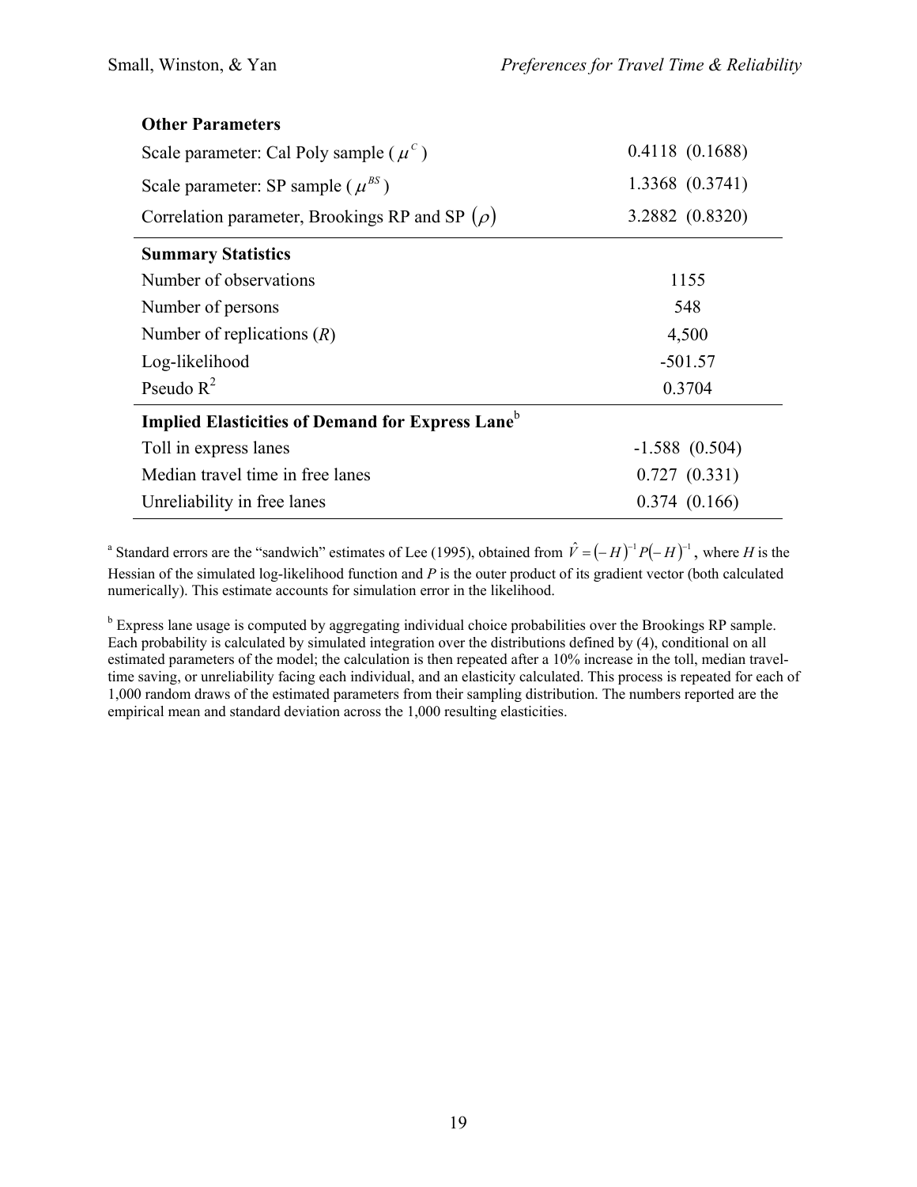| | |
|---|---|
| **Other Parameters** | |
| Scale parameter: Cal Poly sample ( $\mu^C$ ) | 0.4118 (0.1688) |
| Scale parameter: SP sample ( $\mu^{BS}$ ) | 1.3368 (0.3741) |
| Correlation parameter, Brookings RP and SP $(\rho)$ | 3.2882 (0.8320) |
| **Summary Statistics** | |
| Number of observations | 1155 |
| Number of persons | 548 |
| Number of replications ($R$) | 4,500 |
| Log-likelihood | -501.57 |
| Pseudo $R^2$ | 0.3704 |
| **Implied Elasticities of Demand for Express Lane**[b] | |
| Toll in express lanes | -1.588 (0.504) |
| Median travel time in free lanes | 0.727 (0.331) |
| Unreliability in free lanes | 0.374 (0.166) |

[a] Standard errors are the "sandwich" estimates of Lee (1995), obtained from $\hat{V} = (-H)^{-1} P (-H)^{-1}$, where $H$ is the Hessian of the simulated log-likelihood function and $P$ is the outer product of its gradient vector (both calculated numerically). This estimate accounts for simulation error in the likelihood.

[b] Express lane usage is computed by aggregating individual choice probabilities over the Brookings RP sample. Each probability is calculated by simulated integration over the distributions defined by (4), conditional on all estimated parameters of the model; the calculation is then repeated after a 10% increase in the toll, median travel-time saving, or unreliability facing each individual, and an elasticity calculated. This process is repeated for each of 1,000 random draws of the estimated parameters from their sampling distribution. The numbers reported are the empirical mean and standard deviation across the 1,000 resulting elasticities.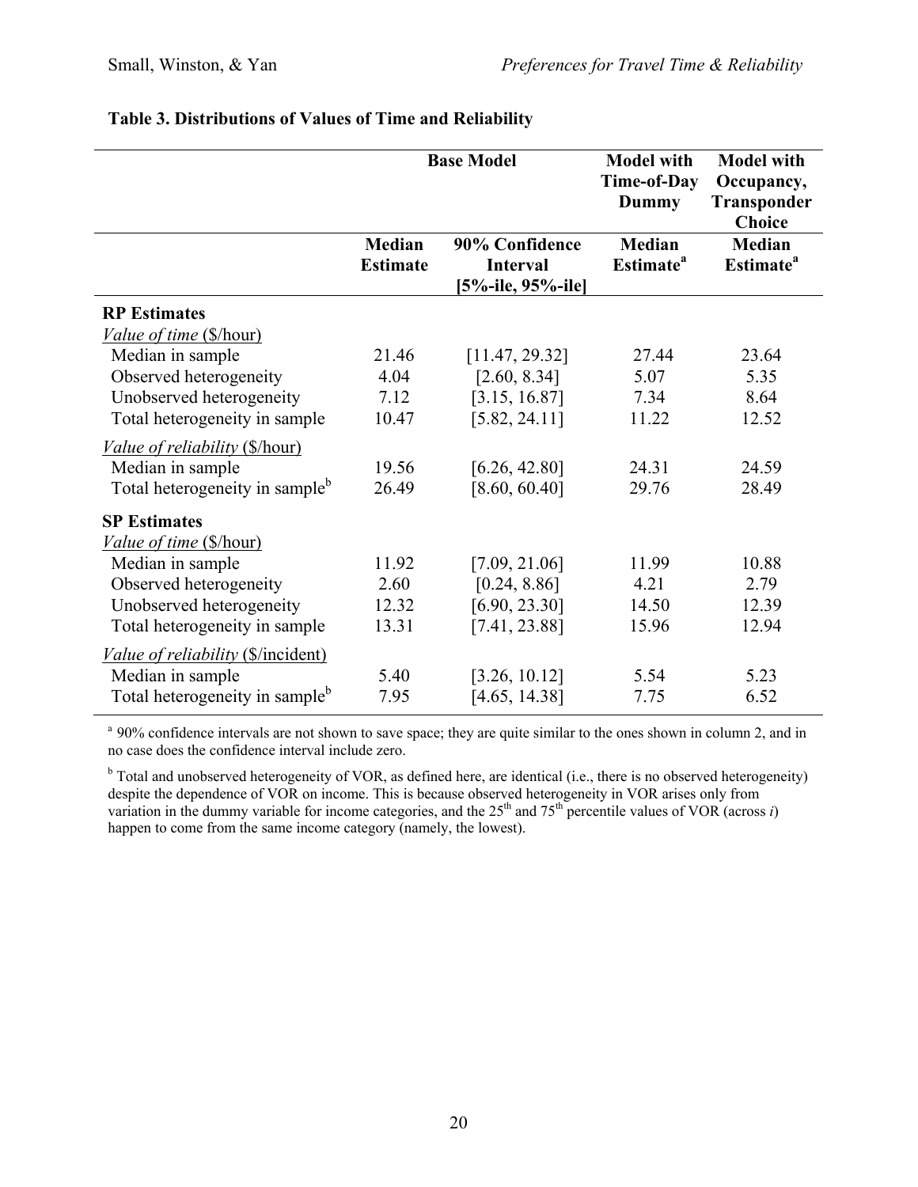**Table 3. Distributions of Values of Time and Reliability**

| | Base Model | | Model with Time-of-Day Dummy | Model with Occupancy, Transponder Choice |
|---|---|---|---|---|
| | **Median Estimate** | **90% Confidence Interval [5%-ile, 95%-ile]** | **Median Estimate[a]** | **Median Estimate[a]** |
| **RP Estimates** | | | | |
| *Value of time* ($/hour) | | | | |
| Median in sample | 21.46 | [11.47, 29.32] | 27.44 | 23.64 |
| Observed heterogeneity | 4.04 | [2.60, 8.34] | 5.07 | 5.35 |
| Unobserved heterogeneity | 7.12 | [3.15, 16.87] | 7.34 | 8.64 |
| Total heterogeneity in sample | 10.47 | [5.82, 24.11] | 11.22 | 12.52 |
| *Value of reliability* ($/hour) | | | | |
| Median in sample | 19.56 | [6.26, 42.80] | 24.31 | 24.59 |
| Total heterogeneity in sample[b] | 26.49 | [8.60, 60.40] | 29.76 | 28.49 |
| **SP Estimates** | | | | |
| *Value of time* ($/hour) | | | | |
| Median in sample | 11.92 | [7.09, 21.06] | 11.99 | 10.88 |
| Observed heterogeneity | 2.60 | [0.24, 8.86] | 4.21 | 2.79 |
| Unobserved heterogeneity | 12.32 | [6.90, 23.30] | 14.50 | 12.39 |
| Total heterogeneity in sample | 13.31 | [7.41, 23.88] | 15.96 | 12.94 |
| *Value of reliability* ($/incident) | | | | |
| Median in sample | 5.40 | [3.26, 10.12] | 5.54 | 5.23 |
| Total heterogeneity in sample[b] | 7.95 | [4.65, 14.38] | 7.75 | 6.52 |

[a] 90% confidence intervals are not shown to save space; they are quite similar to the ones shown in column 2, and in no case does the confidence interval include zero.

[b] Total and unobserved heterogeneity of VOR, as defined here, are identical (i.e., there is no observed heterogeneity) despite the dependence of VOR on income. This is because observed heterogeneity in VOR arises only from variation in the dummy variable for income categories, and the $25^{th}$ and $75^{th}$ percentile values of VOR (across $i$) happen to come from the same income category (namely, the lowest).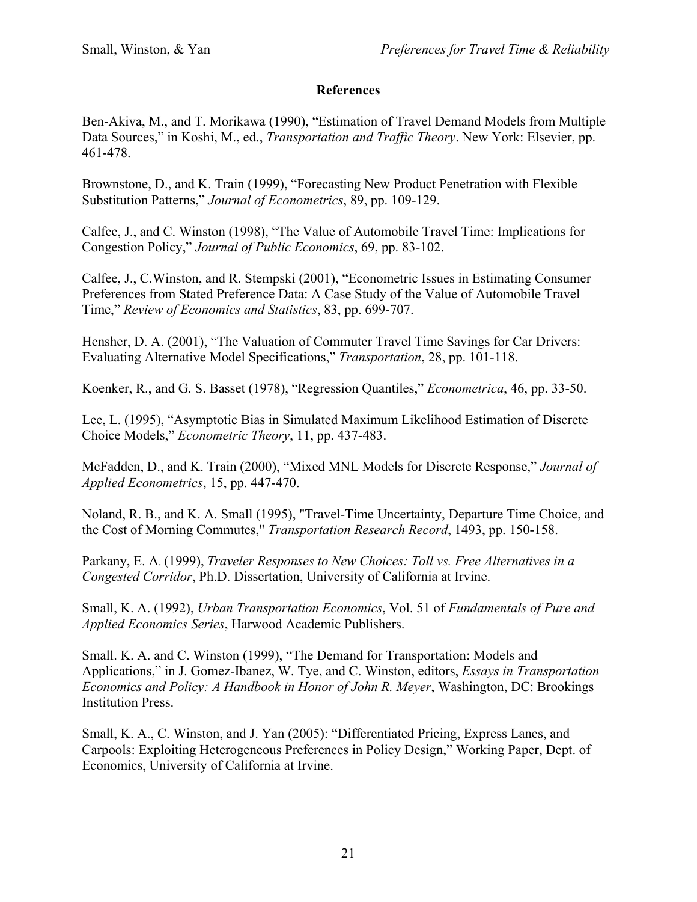## References

Ben-Akiva, M., and T. Morikawa (1990), "Estimation of Travel Demand Models from Multiple Data Sources," in Koshi, M., ed., *Transportation and Traffic Theory*. New York: Elsevier, pp. 461-478.

Brownstone, D., and K. Train (1999), "Forecasting New Product Penetration with Flexible Substitution Patterns," *Journal of Econometrics*, 89, pp. 109-129.

Calfee, J., and C. Winston (1998), "The Value of Automobile Travel Time: Implications for Congestion Policy," *Journal of Public Economics*, 69, pp. 83-102.

Calfee, J., C.Winston, and R. Stempski (2001), "Econometric Issues in Estimating Consumer Preferences from Stated Preference Data: A Case Study of the Value of Automobile Travel Time," *Review of Economics and Statistics*, 83, pp. 699-707.

Hensher, D. A. (2001), "The Valuation of Commuter Travel Time Savings for Car Drivers: Evaluating Alternative Model Specifications," *Transportation*, 28, pp. 101-118.

Koenker, R., and G. S. Basset (1978), "Regression Quantiles," *Econometrica*, 46, pp. 33-50.

Lee, L. (1995), "Asymptotic Bias in Simulated Maximum Likelihood Estimation of Discrete Choice Models," *Econometric Theory*, 11, pp. 437-483.

McFadden, D., and K. Train (2000), "Mixed MNL Models for Discrete Response," *Journal of Applied Econometrics*, 15, pp. 447-470.

Noland, R. B., and K. A. Small (1995), "Travel-Time Uncertainty, Departure Time Choice, and the Cost of Morning Commutes," *Transportation Research Record*, 1493, pp. 150-158.

Parkany, E. A. (1999), *Traveler Responses to New Choices: Toll vs. Free Alternatives in a Congested Corridor*, Ph.D. Dissertation, University of California at Irvine.

Small, K. A. (1992), *Urban Transportation Economics*, Vol. 51 of *Fundamentals of Pure and Applied Economics Series*, Harwood Academic Publishers.

Small. K. A. and C. Winston (1999), "The Demand for Transportation: Models and Applications," in J. Gomez-Ibanez, W. Tye, and C. Winston, editors, *Essays in Transportation Economics and Policy: A Handbook in Honor of John R. Meyer*, Washington, DC: Brookings Institution Press.

Small, K. A., C. Winston, and J. Yan (2005): "Differentiated Pricing, Express Lanes, and Carpools: Exploiting Heterogeneous Preferences in Policy Design," Working Paper, Dept. of Economics, University of California at Irvine.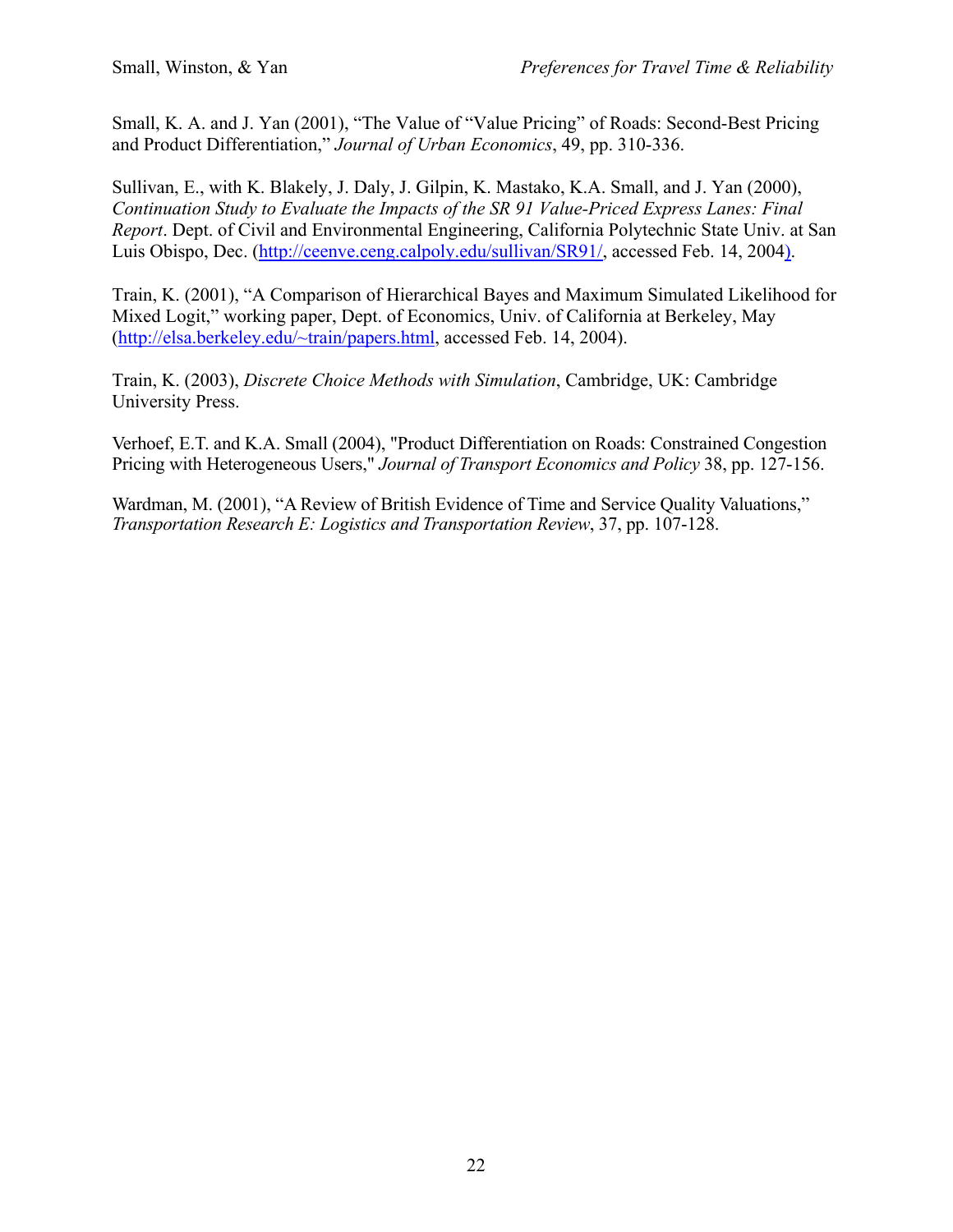Small, K. A. and J. Yan (2001), "The Value of "Value Pricing" of Roads: Second-Best Pricing and Product Differentiation," *Journal of Urban Economics*, 49, pp. 310-336.

Sullivan, E., with K. Blakely, J. Daly, J. Gilpin, K. Mastako, K.A. Small, and J. Yan (2000), *Continuation Study to Evaluate the Impacts of the SR 91 Value-Priced Express Lanes: Final Report*. Dept. of Civil and Environmental Engineering, California Polytechnic State Univ. at San Luis Obispo, Dec. (http://ceenve.ceng.calpoly.edu/sullivan/SR91/, accessed Feb. 14, 2004).

Train, K. (2001), "A Comparison of Hierarchical Bayes and Maximum Simulated Likelihood for Mixed Logit," working paper, Dept. of Economics, Univ. of California at Berkeley, May (http://elsa.berkeley.edu/~train/papers.html, accessed Feb. 14, 2004).

Train, K. (2003), *Discrete Choice Methods with Simulation*, Cambridge, UK: Cambridge University Press.

Verhoef, E.T. and K.A. Small (2004), "Product Differentiation on Roads: Constrained Congestion Pricing with Heterogeneous Users," *Journal of Transport Economics and Policy* 38, pp. 127-156.

Wardman, M. (2001), "A Review of British Evidence of Time and Service Quality Valuations," *Transportation Research E: Logistics and Transportation Review*, 37, pp. 107-128.